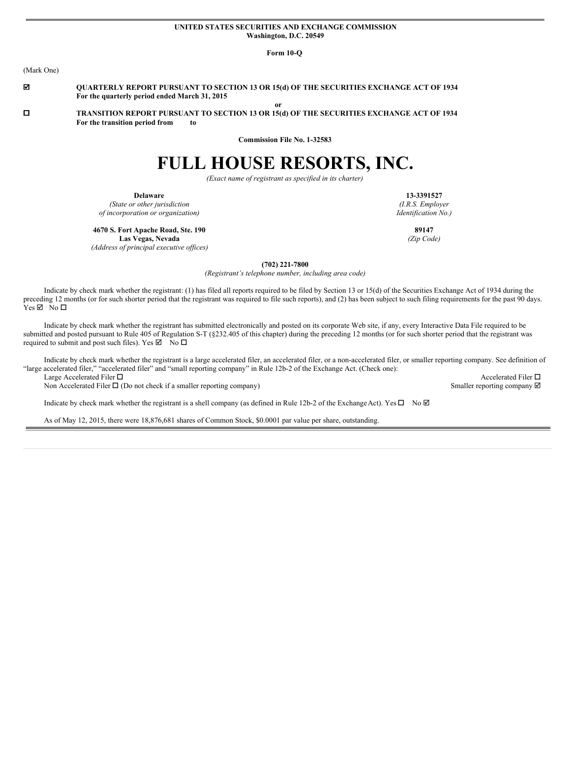**UNITED STATES SECURITIES AND EXCHANGE COMMISSION**
**Washington, D.C. 20549**

**Form 10-Q**

(Mark One)

☑ **QUARTERLY REPORT PURSUANT TO SECTION 13 OR 15(d) OF THE SECURITIES EXCHANGE ACT OF 1934**
**For the quarterly period ended March 31, 2015**

**or**

☐ **TRANSITION REPORT PURSUANT TO SECTION 13 OR 15(d) OF THE SECURITIES EXCHANGE ACT OF 1934**
**For the transition period from to**

**Commission File No. 1-32583**

# FULL HOUSE RESORTS, INC.

*(Exact name of registrant as specified in its charter)*

| | |
|---|---|
| **Delaware** | **13-3391527** |
| *(State or other jurisdiction of incorporation or organization)* | *(I.R.S. Employer Identification No.)* |
| **4670 S. Fort Apache Road, Ste. 190** **Las Vegas, Nevada** | **89147** |
| *(Address of principal executive offices)* | *(Zip Code)* |

**(702) 221-7800**
*(Registrant's telephone number, including area code)*

Indicate by check mark whether the registrant: (1) has filed all reports required to be filed by Section 13 or 15(d) of the Securities Exchange Act of 1934 during the preceding 12 months (or for such shorter period that the registrant was required to file such reports), and (2) has been subject to such filing requirements for the past 90 days. Yes ☑ No ☐

Indicate by check mark whether the registrant has submitted electronically and posted on its corporate Web site, if any, every Interactive Data File required to be submitted and posted pursuant to Rule 405 of Regulation S-T (§232.405 of this chapter) during the preceding 12 months (or for such shorter period that the registrant was required to submit and post such files). Yes ☑ No ☐

Indicate by check mark whether the registrant is a large accelerated filer, an accelerated filer, or a non-accelerated filer, or smaller reporting company. See definition of "large accelerated filer," "accelerated filer" and "small reporting company" in Rule 12b-2 of the Exchange Act. (Check one):

Large Accelerated Filer ☐ Accelerated Filer ☐
Non Accelerated Filer ☐ (Do not check if a smaller reporting company) Smaller reporting company ☑

Indicate by check mark whether the registrant is a shell company (as defined in Rule 12b-2 of the Exchange Act). Yes ☐ No ☑

As of May 12, 2015, there were 18,876,681 shares of Common Stock, $0.0001 par value per share, outstanding.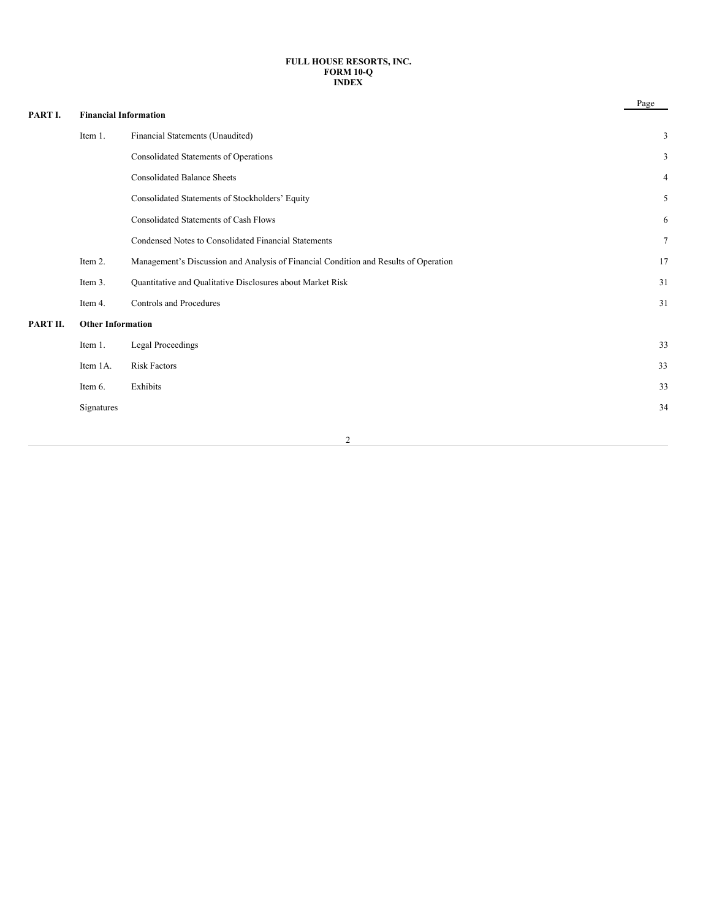**FULL HOUSE RESORTS, INC.**
**FORM 10-Q**
**INDEX**

| | | | Page |
|---|---|---|---|
| **PART I.** | **Financial Information** | | |
| | Item 1. | Financial Statements (Unaudited) | 3 |
| | | Consolidated Statements of Operations | 3 |
| | | Consolidated Balance Sheets | 4 |
| | | Consolidated Statements of Stockholders' Equity | 5 |
| | | Consolidated Statements of Cash Flows | 6 |
| | | Condensed Notes to Consolidated Financial Statements | 7 |
| | Item 2. | Management's Discussion and Analysis of Financial Condition and Results of Operation | 17 |
| | Item 3. | Quantitative and Qualitative Disclosures about Market Risk | 31 |
| | Item 4. | Controls and Procedures | 31 |
| **PART II.** | **Other Information** | | |
| | Item 1. | Legal Proceedings | 33 |
| | Item 1A. | Risk Factors | 33 |
| | Item 6. | Exhibits | 33 |
| | Signatures | | 34 |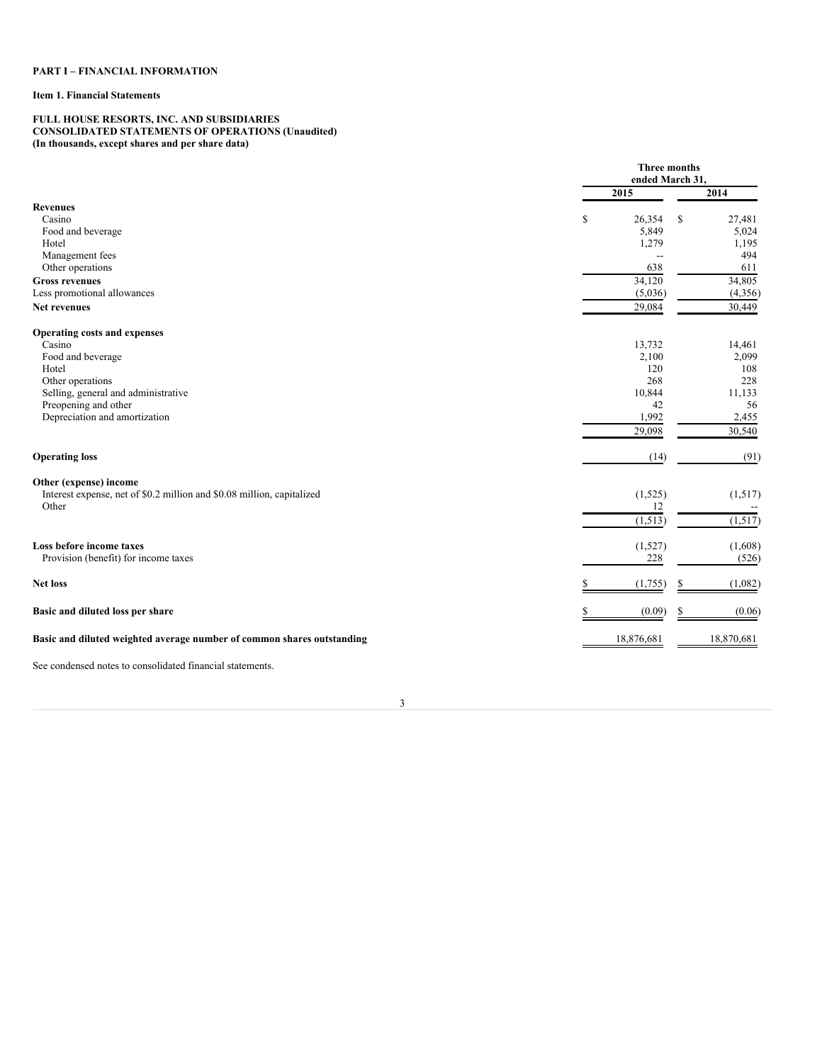**PART I – FINANCIAL INFORMATION**

**Item 1. Financial Statements**

**FULL HOUSE RESORTS, INC. AND SUBSIDIARIES**
**CONSOLIDATED STATEMENTS OF OPERATIONS (Unaudited)**
**(In thousands, except shares and per share data)**

| | Three months ended March 31, | |
|---|---|---|
| | 2015 | 2014 |
| **Revenues** | | |
| Casino | $ 26,354 | $ 27,481 |
| Food and beverage | 5,849 | 5,024 |
| Hotel | 1,279 | 1,195 |
| Management fees | -- | 494 |
| Other operations | 638 | 611 |
| **Gross revenues** | 34,120 | 34,805 |
| Less promotional allowances | (5,036) | (4,356) |
| **Net revenues** | 29,084 | 30,449 |
| **Operating costs and expenses** | | |
| Casino | 13,732 | 14,461 |
| Food and beverage | 2,100 | 2,099 |
| Hotel | 120 | 108 |
| Other operations | 268 | 228 |
| Selling, general and administrative | 10,844 | 11,133 |
| Preopening and other | 42 | 56 |
| Depreciation and amortization | 1,992 | 2,455 |
| | 29,098 | 30,540 |
| **Operating loss** | (14) | (91) |
| **Other (expense) income** | | |
| Interest expense, net of \$0.2 million and \$0.08 million, capitalized | (1,525) | (1,517) |
| Other | 12 | -- |
| | (1,513) | (1,517) |
| **Loss before income taxes** | (1,527) | (1,608) |
| Provision (benefit) for income taxes | 228 | (526) |
| **Net loss** | $ (1,755) | $ (1,082) |
| **Basic and diluted loss per share** | $ (0.09) | $ (0.06) |
| **Basic and diluted weighted average number of common shares outstanding** | 18,876,681 | 18,870,681 |

See condensed notes to consolidated financial statements.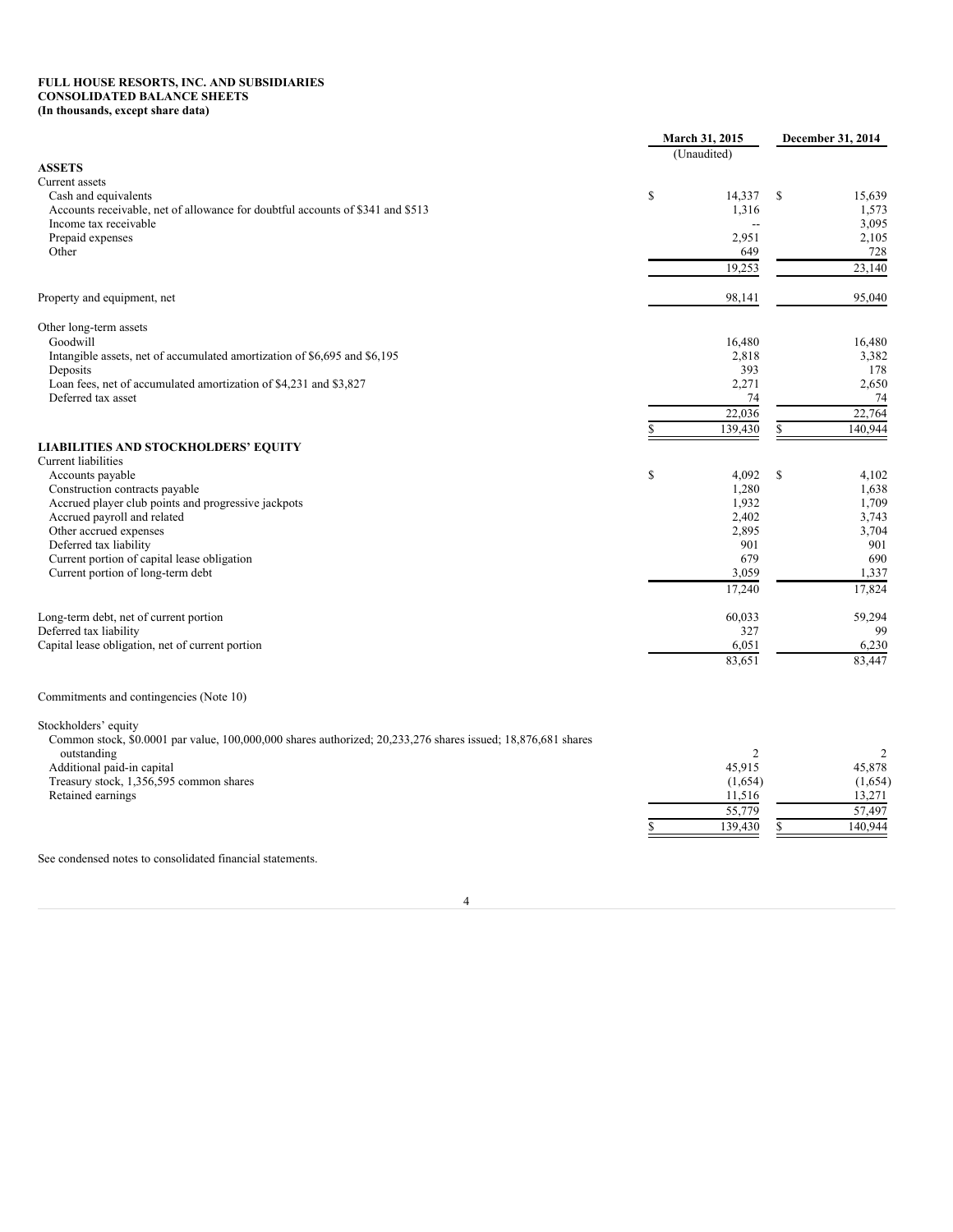**FULL HOUSE RESORTS, INC. AND SUBSIDIARIES**
**CONSOLIDATED BALANCE SHEETS**
**(In thousands, except share data)**

| | March 31, 2015 (Unaudited) | December 31, 2014 |
|---|---|---|
| **ASSETS** | | |
| Current assets | | |
| Cash and equivalents | $ 14,337 | $ 15,639 |
| Accounts receivable, net of allowance for doubtful accounts of $341 and $513 | 1,316 | 1,573 |
| Income tax receivable | -- | 3,095 |
| Prepaid expenses | 2,951 | 2,105 |
| Other | 649 | 728 |
| | 19,253 | 23,140 |
| Property and equipment, net | 98,141 | 95,040 |
| Other long-term assets | | |
| Goodwill | 16,480 | 16,480 |
| Intangible assets, net of accumulated amortization of $6,695 and $6,195 | 2,818 | 3,382 |
| Deposits | 393 | 178 |
| Loan fees, net of accumulated amortization of $4,231 and $3,827 | 2,271 | 2,650 |
| Deferred tax asset | 74 | 74 |
| | 22,036 | 22,764 |
| | $ 139,430 | $ 140,944 |
| **LIABILITIES AND STOCKHOLDERS' EQUITY** | | |
| Current liabilities | | |
| Accounts payable | $ 4,092 | $ 4,102 |
| Construction contracts payable | 1,280 | 1,638 |
| Accrued player club points and progressive jackpots | 1,932 | 1,709 |
| Accrued payroll and related | 2,402 | 3,743 |
| Other accrued expenses | 2,895 | 3,704 |
| Deferred tax liability | 901 | 901 |
| Current portion of capital lease obligation | 679 | 690 |
| Current portion of long-term debt | 3,059 | 1,337 |
| | 17,240 | 17,824 |
| Long-term debt, net of current portion | 60,033 | 59,294 |
| Deferred tax liability | 327 | 99 |
| Capital lease obligation, net of current portion | 6,051 | 6,230 |
| | 83,651 | 83,447 |
| Commitments and contingencies (Note 10) | | |
| Stockholders' equity | | |
| Common stock, $0.0001 par value, 100,000,000 shares authorized; 20,233,276 shares issued; 18,876,681 shares outstanding | 2 | 2 |
| Additional paid-in capital | 45,915 | 45,878 |
| Treasury stock, 1,356,595 common shares | (1,654) | (1,654) |
| Retained earnings | 11,516 | 13,271 |
| | 55,779 | 57,497 |
| | $ 139,430 | $ 140,944 |

See condensed notes to consolidated financial statements.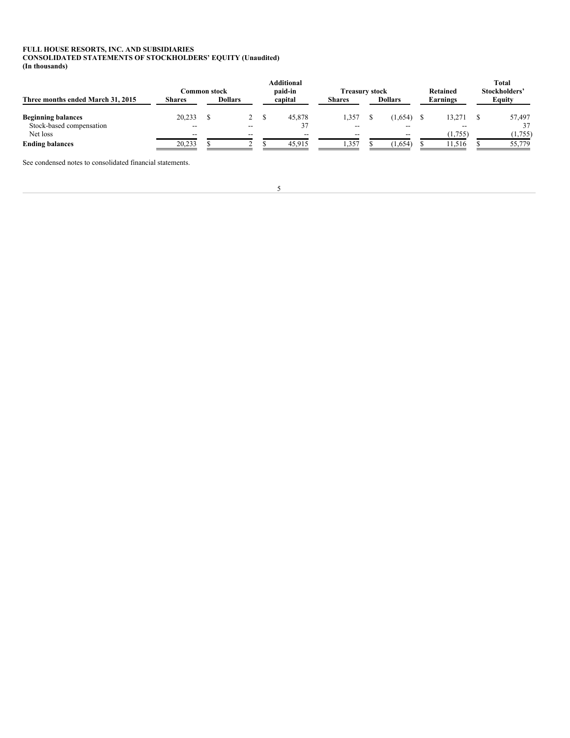**FULL HOUSE RESORTS, INC. AND SUBSIDIARIES**
**CONSOLIDATED STATEMENTS OF STOCKHOLDERS' EQUITY (Unaudited)**
**(In thousands)**

| Three months ended March 31, 2015 | Common stock Shares | Common stock Dollars | Additional paid-in capital | Treasury stock Shares | Treasury stock Dollars | Retained Earnings | Total Stockholders' Equity |
|---|---|---|---|---|---|---|---|
| **Beginning balances** | 20,233 | $ 2 | $ 45,878 | 1,357 | $ (1,654) | $ 13,271 | $ 57,497 |
| Stock-based compensation | -- | -- | 37 | -- | -- | -- | 37 |
| Net loss | -- | -- | -- | -- | -- | (1,755) | (1,755) |
| **Ending balances** | 20,233 | $ 2 | $ 45,915 | 1,357 | $ (1,654) | $ 11,516 | $ 55,779 |

See condensed notes to consolidated financial statements.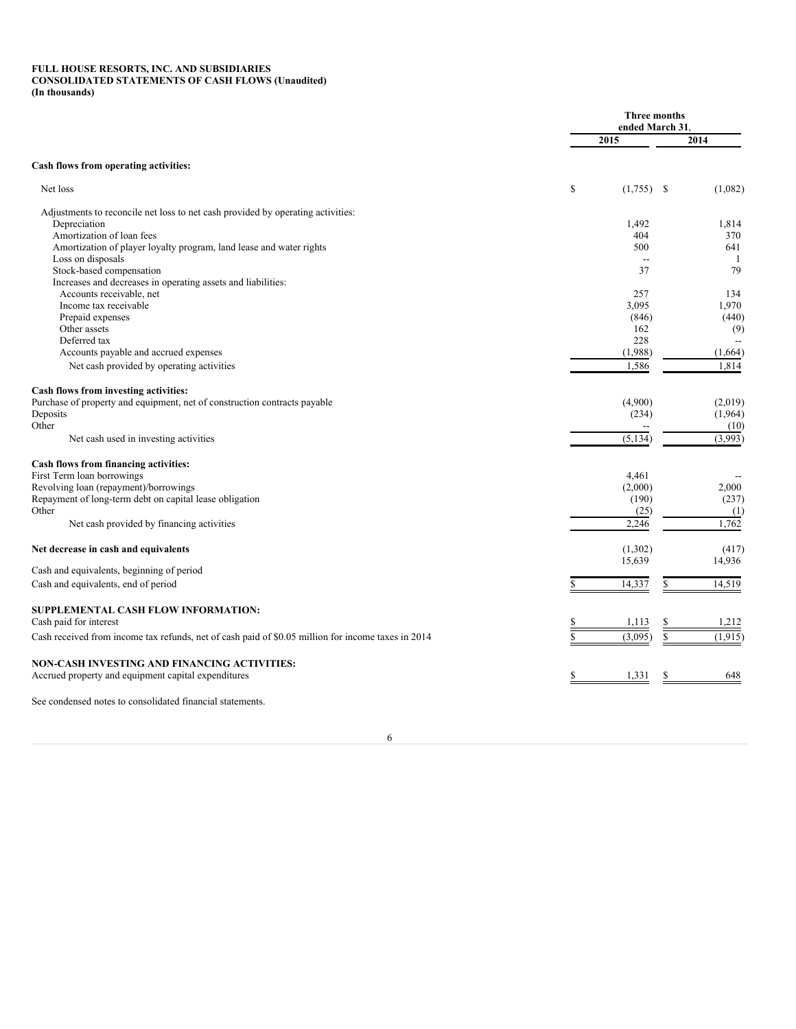**FULL HOUSE RESORTS, INC. AND SUBSIDIARIES**
**CONSOLIDATED STATEMENTS OF CASH FLOWS (Unaudited)**
**(In thousands)**

| | Three months ended March 31, | |
|---|---|---|
| | 2015 | 2014 |
| **Cash flows from operating activities:** | | |
| Net loss | $ (1,755) | $ (1,082) |
| Adjustments to reconcile net loss to net cash provided by operating activities: | | |
| Depreciation | 1,492 | 1,814 |
| Amortization of loan fees | 404 | 370 |
| Amortization of player loyalty program, land lease and water rights | 500 | 641 |
| Loss on disposals | -- | 1 |
| Stock-based compensation | 37 | 79 |
| Increases and decreases in operating assets and liabilities: | | |
| Accounts receivable, net | 257 | 134 |
| Income tax receivable | 3,095 | 1,970 |
| Prepaid expenses | (846) | (440) |
| Other assets | 162 | (9) |
| Deferred tax | 228 | -- |
| Accounts payable and accrued expenses | (1,988) | (1,664) |
| Net cash provided by operating activities | 1,586 | 1,814 |
| **Cash flows from investing activities:** | | |
| Purchase of property and equipment, net of construction contracts payable | (4,900) | (2,019) |
| Deposits | (234) | (1,964) |
| Other | -- | (10) |
| Net cash used in investing activities | (5,134) | (3,993) |
| **Cash flows from financing activities:** | | |
| First Term loan borrowings | 4,461 | -- |
| Revolving loan (repayment)/borrowings | (2,000) | 2,000 |
| Repayment of long-term debt on capital lease obligation | (190) | (237) |
| Other | (25) | (1) |
| Net cash provided by financing activities | 2,246 | 1,762 |
| **Net decrease in cash and equivalents** | (1,302) | (417) |
| Cash and equivalents, beginning of period | 15,639 | 14,936 |
| Cash and equivalents, end of period | $ 14,337 | $ 14,519 |
| **SUPPLEMENTAL CASH FLOW INFORMATION:** | | |
| Cash paid for interest | $ 1,113 | $ 1,212 |
| Cash received from income tax refunds, net of cash paid of $0.05 million for income taxes in 2014 | $ (3,095) | $ (1,915) |
| **NON-CASH INVESTING AND FINANCING ACTIVITIES:** | | |
| Accrued property and equipment capital expenditures | $ 1,331 | $ 648 |

See condensed notes to consolidated financial statements.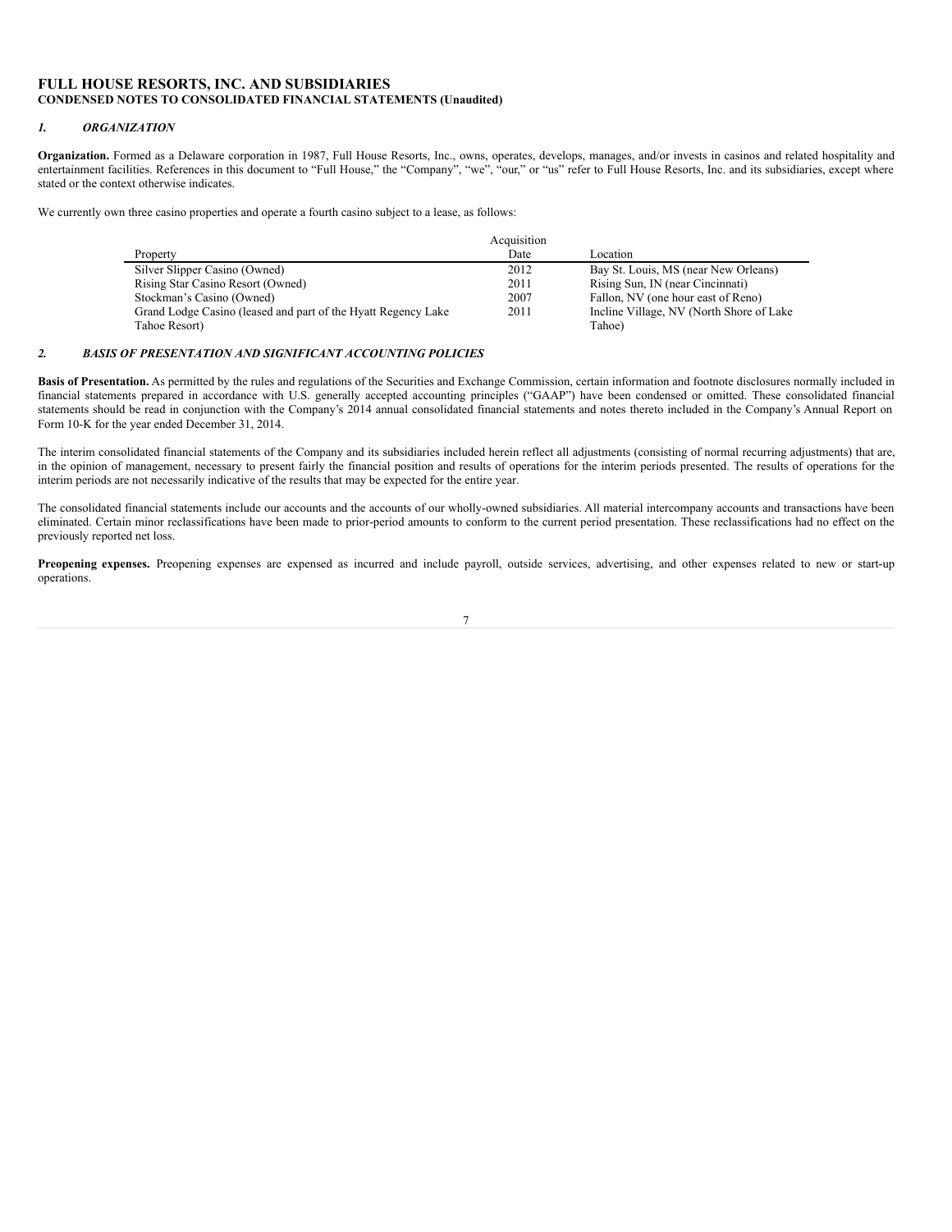# FULL HOUSE RESORTS, INC. AND SUBSIDIARIES

## CONDENSED NOTES TO CONSOLIDATED FINANCIAL STATEMENTS (Unaudited)

### *1. ORGANIZATION*

**Organization.** Formed as a Delaware corporation in 1987, Full House Resorts, Inc., owns, operates, develops, manages, and/or invests in casinos and related hospitality and entertainment facilities. References in this document to "Full House," the "Company", "we", "our," or "us" refer to Full House Resorts, Inc. and its subsidiaries, except where stated or the context otherwise indicates.

We currently own three casino properties and operate a fourth casino subject to a lease, as follows:

| Property | Acquisition Date | Location |
|---|---|---|
| Silver Slipper Casino (Owned) | 2012 | Bay St. Louis, MS (near New Orleans) |
| Rising Star Casino Resort (Owned) | 2011 | Rising Sun, IN (near Cincinnati) |
| Stockman's Casino (Owned) | 2007 | Fallon, NV (one hour east of Reno) |
| Grand Lodge Casino (leased and part of the Hyatt Regency Lake Tahoe Resort) | 2011 | Incline Village, NV (North Shore of Lake Tahoe) |

### *2. BASIS OF PRESENTATION AND SIGNIFICANT ACCOUNTING POLICIES*

**Basis of Presentation.** As permitted by the rules and regulations of the Securities and Exchange Commission, certain information and footnote disclosures normally included in financial statements prepared in accordance with U.S. generally accepted accounting principles ("GAAP") have been condensed or omitted. These consolidated financial statements should be read in conjunction with the Company's 2014 annual consolidated financial statements and notes thereto included in the Company's Annual Report on Form 10-K for the year ended December 31, 2014.

The interim consolidated financial statements of the Company and its subsidiaries included herein reflect all adjustments (consisting of normal recurring adjustments) that are, in the opinion of management, necessary to present fairly the financial position and results of operations for the interim periods presented. The results of operations for the interim periods are not necessarily indicative of the results that may be expected for the entire year.

The consolidated financial statements include our accounts and the accounts of our wholly-owned subsidiaries. All material intercompany accounts and transactions have been eliminated. Certain minor reclassifications have been made to prior-period amounts to conform to the current period presentation. These reclassifications had no effect on the previously reported net loss.

**Preopening expenses.** Preopening expenses are expensed as incurred and include payroll, outside services, advertising, and other expenses related to new or start-up operations.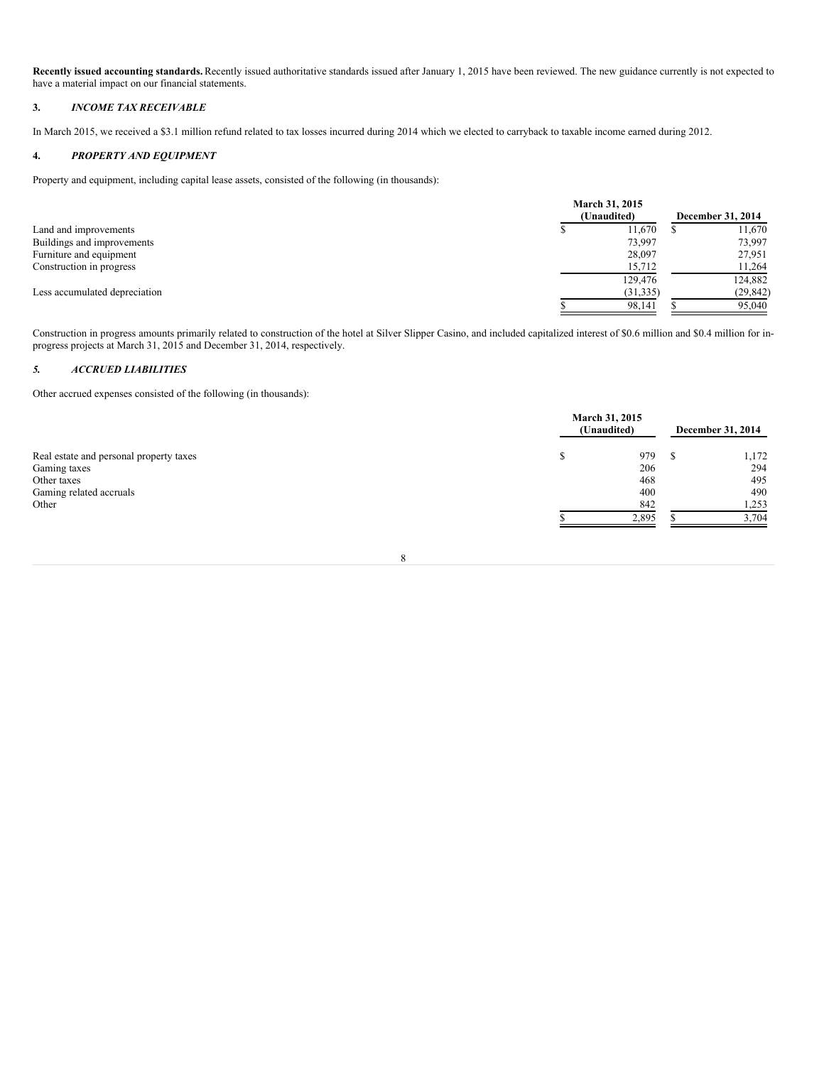**Recently issued accounting standards.** Recently issued authoritative standards issued after January 1, 2015 have been reviewed. The new guidance currently is not expected to have a material impact on our financial statements.

### 3. *INCOME TAX RECEIVABLE*

In March 2015, we received a $3.1 million refund related to tax losses incurred during 2014 which we elected to carryback to taxable income earned during 2012.

### 4. *PROPERTY AND EQUIPMENT*

Property and equipment, including capital lease assets, consisted of the following (in thousands):

| | March 31, 2015 (Unaudited) | December 31, 2014 |
|---|---|---|
| Land and improvements | $ 11,670 | $ 11,670 |
| Buildings and improvements | 73,997 | 73,997 |
| Furniture and equipment | 28,097 | 27,951 |
| Construction in progress | 15,712 | 11,264 |
| | 129,476 | 124,882 |
| Less accumulated depreciation | (31,335) | (29,842) |
| | $ 98,141 | $ 95,040 |

Construction in progress amounts primarily related to construction of the hotel at Silver Slipper Casino, and included capitalized interest of $0.6 million and $0.4 million for in-progress projects at March 31, 2015 and December 31, 2014, respectively.

### *5. ACCRUED LIABILITIES*

Other accrued expenses consisted of the following (in thousands):

| | March 31, 2015 (Unaudited) | December 31, 2014 |
|---|---|---|
| Real estate and personal property taxes | $ 979 | $ 1,172 |
| Gaming taxes | 206 | 294 |
| Other taxes | 468 | 495 |
| Gaming related accruals | 400 | 490 |
| Other | 842 | 1,253 |
| | $ 2,895 | $ 3,704 |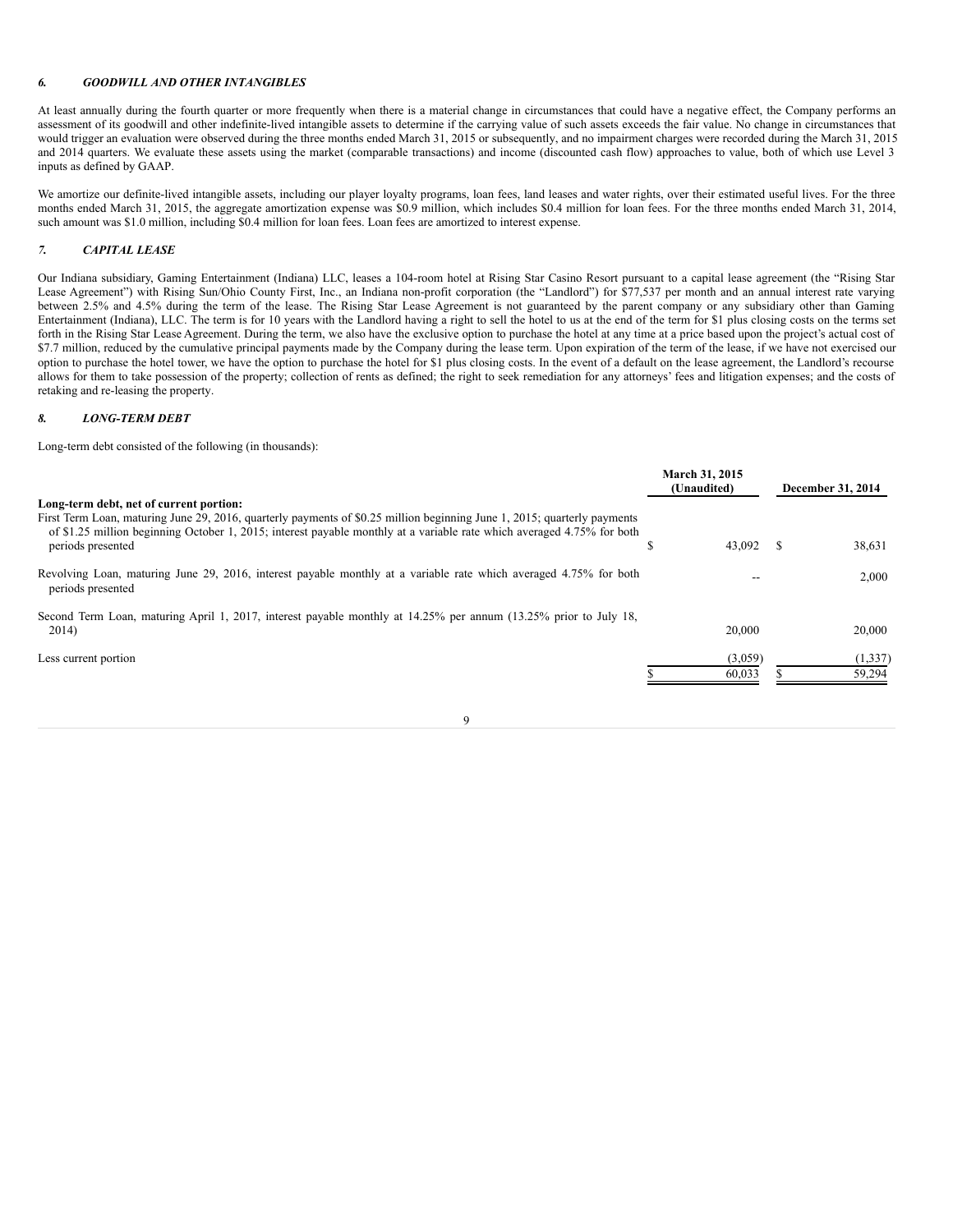### *6. GOODWILL AND OTHER INTANGIBLES*

At least annually during the fourth quarter or more frequently when there is a material change in circumstances that could have a negative effect, the Company performs an assessment of its goodwill and other indefinite-lived intangible assets to determine if the carrying value of such assets exceeds the fair value. No change in circumstances that would trigger an evaluation were observed during the three months ended March 31, 2015 or subsequently, and no impairment charges were recorded during the March 31, 2015 and 2014 quarters. We evaluate these assets using the market (comparable transactions) and income (discounted cash flow) approaches to value, both of which use Level 3 inputs as defined by GAAP.

We amortize our definite-lived intangible assets, including our player loyalty programs, loan fees, land leases and water rights, over their estimated useful lives. For the three months ended March 31, 2015, the aggregate amortization expense was $0.9 million, which includes $0.4 million for loan fees. For the three months ended March 31, 2014, such amount was $1.0 million, including $0.4 million for loan fees. Loan fees are amortized to interest expense.

### *7. CAPITAL LEASE*

Our Indiana subsidiary, Gaming Entertainment (Indiana) LLC, leases a 104-room hotel at Rising Star Casino Resort pursuant to a capital lease agreement (the "Rising Star Lease Agreement") with Rising Sun/Ohio County First, Inc., an Indiana non-profit corporation (the "Landlord") for $77,537 per month and an annual interest rate varying between 2.5% and 4.5% during the term of the lease. The Rising Star Lease Agreement is not guaranteed by the parent company or any subsidiary other than Gaming Entertainment (Indiana), LLC. The term is for 10 years with the Landlord having a right to sell the hotel to us at the end of the term for $1 plus closing costs on the terms set forth in the Rising Star Lease Agreement. During the term, we also have the exclusive option to purchase the hotel at any time at a price based upon the project's actual cost of $7.7 million, reduced by the cumulative principal payments made by the Company during the lease term. Upon expiration of the term of the lease, if we have not exercised our option to purchase the hotel tower, we have the option to purchase the hotel for $1 plus closing costs. In the event of a default on the lease agreement, the Landlord's recourse allows for them to take possession of the property; collection of rents as defined; the right to seek remediation for any attorneys' fees and litigation expenses; and the costs of retaking and re-leasing the property.

### *8. LONG-TERM DEBT*

Long-term debt consisted of the following (in thousands):

| | March 31, 2015 (Unaudited) | December 31, 2014 |
|---|---|---|
| **Long-term debt, net of current portion:** | | |
| First Term Loan, maturing June 29, 2016, quarterly payments of $0.25 million beginning June 1, 2015; quarterly payments of $1.25 million beginning October 1, 2015; interest payable monthly at a variable rate which averaged 4.75% for both periods presented | $ 43,092 | $ 38,631 |
| Revolving Loan, maturing June 29, 2016, interest payable monthly at a variable rate which averaged 4.75% for both periods presented | -- | 2,000 |
| Second Term Loan, maturing April 1, 2017, interest payable monthly at 14.25% per annum (13.25% prior to July 18, 2014) | 20,000 | 20,000 |
| Less current portion | (3,059) | (1,337) |
| | $ 60,033 | $ 59,294 |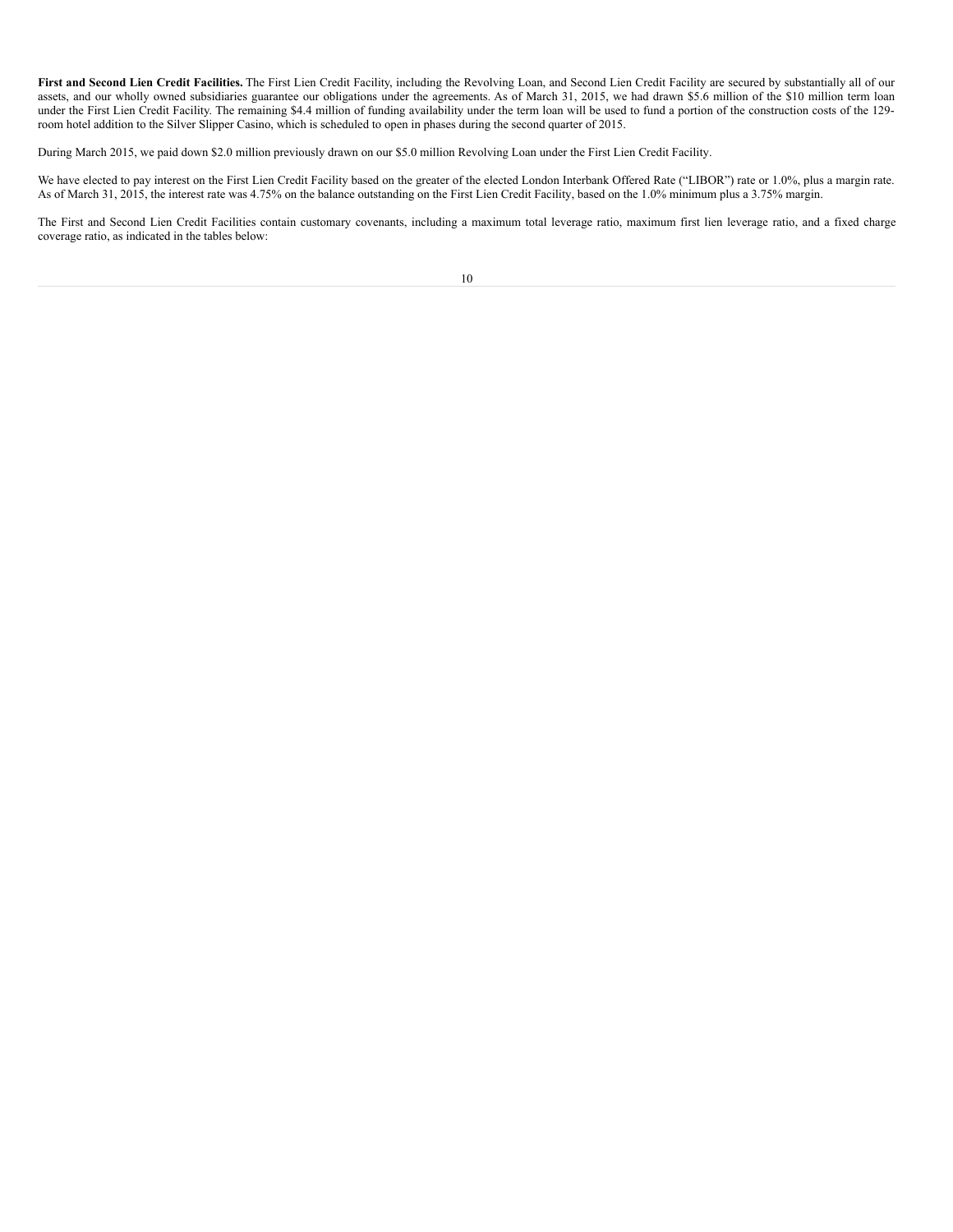**First and Second Lien Credit Facilities.** The First Lien Credit Facility, including the Revolving Loan, and Second Lien Credit Facility are secured by substantially all of our assets, and our wholly owned subsidiaries guarantee our obligations under the agreements. As of March 31, 2015, we had drawn $5.6 million of the $10 million term loan under the First Lien Credit Facility. The remaining $4.4 million of funding availability under the term loan will be used to fund a portion of the construction costs of the 129-room hotel addition to the Silver Slipper Casino, which is scheduled to open in phases during the second quarter of 2015.

During March 2015, we paid down $2.0 million previously drawn on our $5.0 million Revolving Loan under the First Lien Credit Facility.

We have elected to pay interest on the First Lien Credit Facility based on the greater of the elected London Interbank Offered Rate ("LIBOR") rate or 1.0%, plus a margin rate. As of March 31, 2015, the interest rate was 4.75% on the balance outstanding on the First Lien Credit Facility, based on the 1.0% minimum plus a 3.75% margin.

The First and Second Lien Credit Facilities contain customary covenants, including a maximum total leverage ratio, maximum first lien leverage ratio, and a fixed charge coverage ratio, as indicated in the tables below: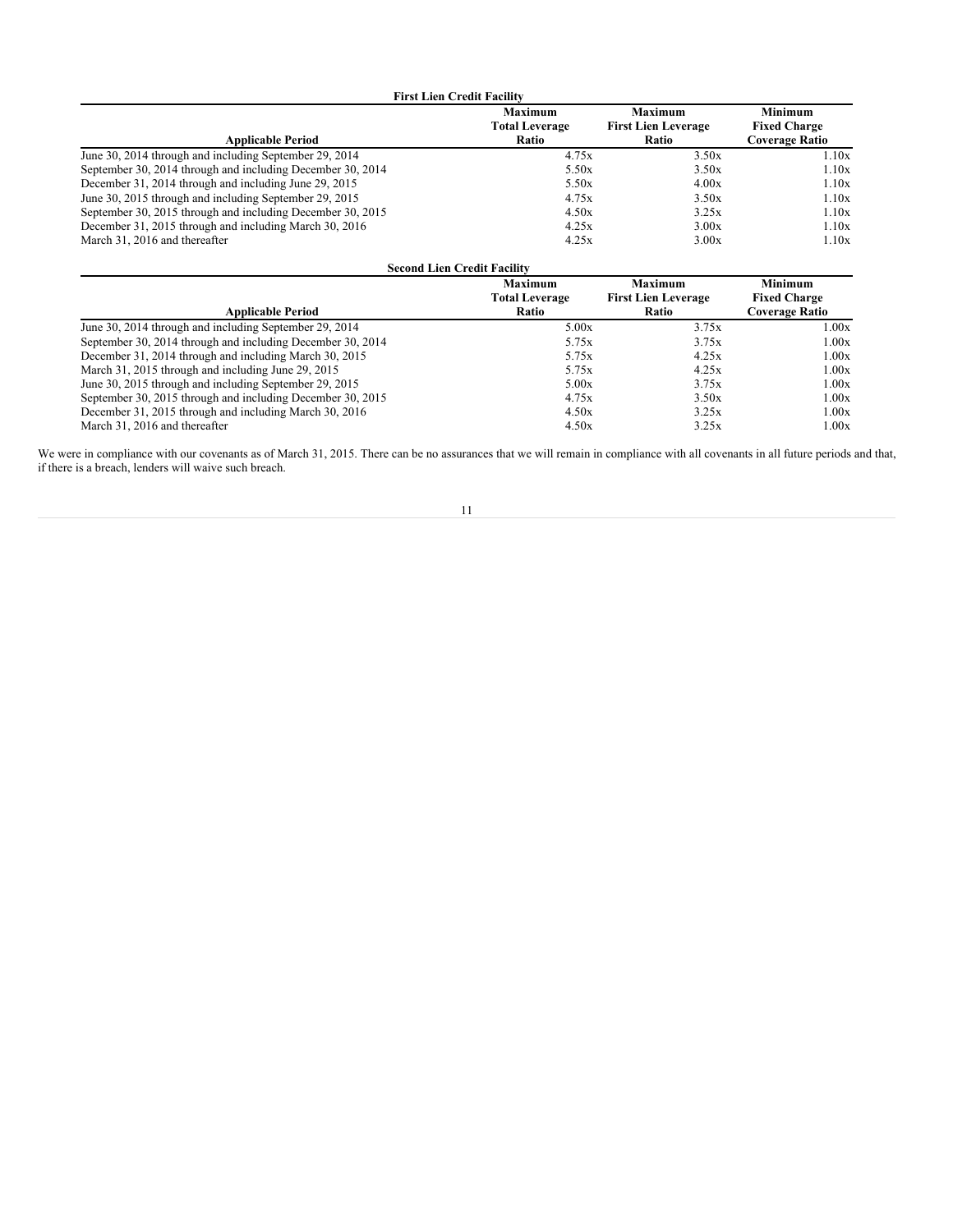**First Lien Credit Facility**

| Applicable Period | Maximum Total Leverage Ratio | Maximum First Lien Leverage Ratio | Minimum Fixed Charge Coverage Ratio |
|---|---|---|---|
| June 30, 2014 through and including September 29, 2014 | 4.75x | 3.50x | 1.10x |
| September 30, 2014 through and including December 30, 2014 | 5.50x | 3.50x | 1.10x |
| December 31, 2014 through and including June 29, 2015 | 5.50x | 4.00x | 1.10x |
| June 30, 2015 through and including September 29, 2015 | 4.75x | 3.50x | 1.10x |
| September 30, 2015 through and including December 30, 2015 | 4.50x | 3.25x | 1.10x |
| December 31, 2015 through and including March 30, 2016 | 4.25x | 3.00x | 1.10x |
| March 31, 2016 and thereafter | 4.25x | 3.00x | 1.10x |

**Second Lien Credit Facility**

| Applicable Period | Maximum Total Leverage Ratio | Maximum First Lien Leverage Ratio | Minimum Fixed Charge Coverage Ratio |
|---|---|---|---|
| June 30, 2014 through and including September 29, 2014 | 5.00x | 3.75x | 1.00x |
| September 30, 2014 through and including December 30, 2014 | 5.75x | 3.75x | 1.00x |
| December 31, 2014 through and including March 30, 2015 | 5.75x | 4.25x | 1.00x |
| March 31, 2015 through and including June 29, 2015 | 5.75x | 4.25x | 1.00x |
| June 30, 2015 through and including September 29, 2015 | 5.00x | 3.75x | 1.00x |
| September 30, 2015 through and including December 30, 2015 | 4.75x | 3.50x | 1.00x |
| December 31, 2015 through and including March 30, 2016 | 4.50x | 3.25x | 1.00x |
| March 31, 2016 and thereafter | 4.50x | 3.25x | 1.00x |

We were in compliance with our covenants as of March 31, 2015. There can be no assurances that we will remain in compliance with all covenants in all future periods and that, if there is a breach, lenders will waive such breach.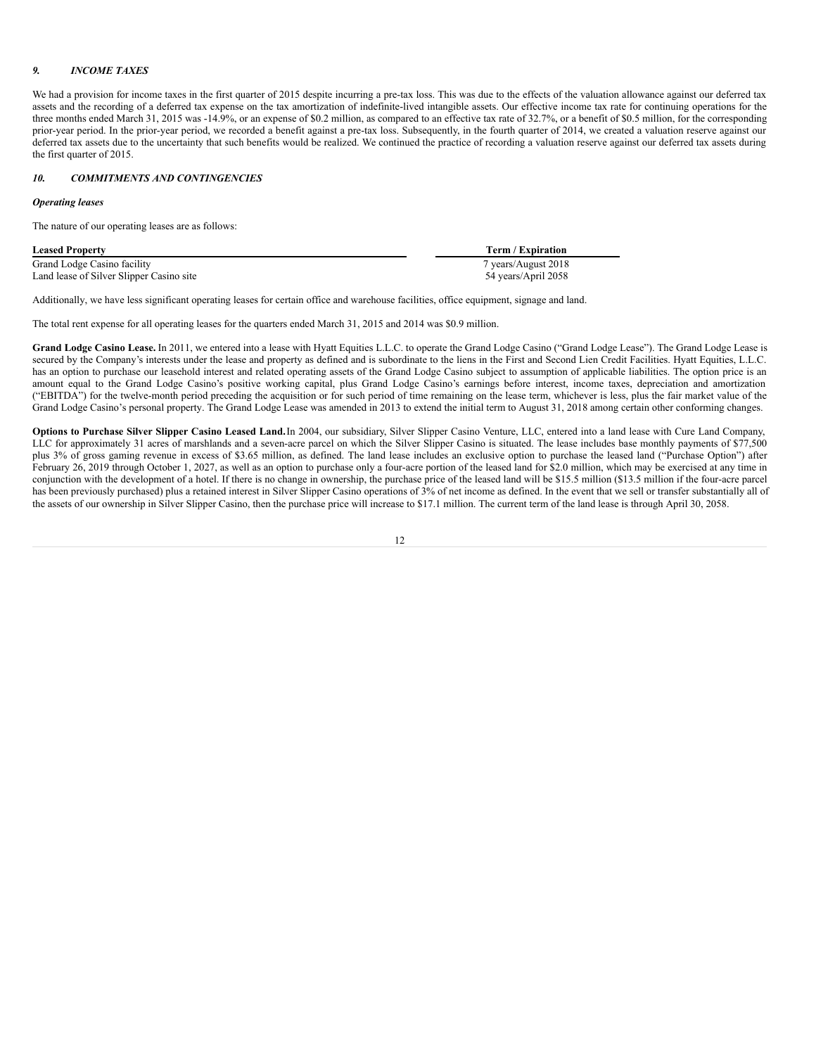## *9. INCOME TAXES*

We had a provision for income taxes in the first quarter of 2015 despite incurring a pre-tax loss. This was due to the effects of the valuation allowance against our deferred tax assets and the recording of a deferred tax expense on the tax amortization of indefinite-lived intangible assets. Our effective income tax rate for continuing operations for the three months ended March 31, 2015 was -14.9%, or an expense of $0.2 million, as compared to an effective tax rate of 32.7%, or a benefit of $0.5 million, for the corresponding prior-year period. In the prior-year period, we recorded a benefit against a pre-tax loss. Subsequently, in the fourth quarter of 2014, we created a valuation reserve against our deferred tax assets due to the uncertainty that such benefits would be realized. We continued the practice of recording a valuation reserve against our deferred tax assets during the first quarter of 2015.

## *10. COMMITMENTS AND CONTINGENCIES*

### *Operating leases*

The nature of our operating leases are as follows:

| Leased Property | Term / Expiration |
| --- | --- |
| Grand Lodge Casino facility | 7 years/August 2018 |
| Land lease of Silver Slipper Casino site | 54 years/April 2058 |

Additionally, we have less significant operating leases for certain office and warehouse facilities, office equipment, signage and land.

The total rent expense for all operating leases for the quarters ended March 31, 2015 and 2014 was $0.9 million.

**Grand Lodge Casino Lease.** In 2011, we entered into a lease with Hyatt Equities L.L.C. to operate the Grand Lodge Casino ("Grand Lodge Lease"). The Grand Lodge Lease is secured by the Company's interests under the lease and property as defined and is subordinate to the liens in the First and Second Lien Credit Facilities. Hyatt Equities, L.L.C. has an option to purchase our leasehold interest and related operating assets of the Grand Lodge Casino subject to assumption of applicable liabilities. The option price is an amount equal to the Grand Lodge Casino's positive working capital, plus Grand Lodge Casino's earnings before interest, income taxes, depreciation and amortization ("EBITDA") for the twelve-month period preceding the acquisition or for such period of time remaining on the lease term, whichever is less, plus the fair market value of the Grand Lodge Casino's personal property. The Grand Lodge Lease was amended in 2013 to extend the initial term to August 31, 2018 among certain other conforming changes.

**Options to Purchase Silver Slipper Casino Leased Land.** In 2004, our subsidiary, Silver Slipper Casino Venture, LLC, entered into a land lease with Cure Land Company, LLC for approximately 31 acres of marshlands and a seven-acre parcel on which the Silver Slipper Casino is situated. The lease includes base monthly payments of $77,500 plus 3% of gross gaming revenue in excess of $3.65 million, as defined. The land lease includes an exclusive option to purchase the leased land ("Purchase Option") after February 26, 2019 through October 1, 2027, as well as an option to purchase only a four-acre portion of the leased land for $2.0 million, which may be exercised at any time in conjunction with the development of a hotel. If there is no change in ownership, the purchase price of the leased land will be $15.5 million ($13.5 million if the four-acre parcel has been previously purchased) plus a retained interest in Silver Slipper Casino operations of 3% of net income as defined. In the event that we sell or transfer substantially all of the assets of our ownership in Silver Slipper Casino, then the purchase price will increase to $17.1 million. The current term of the land lease is through April 30, 2058.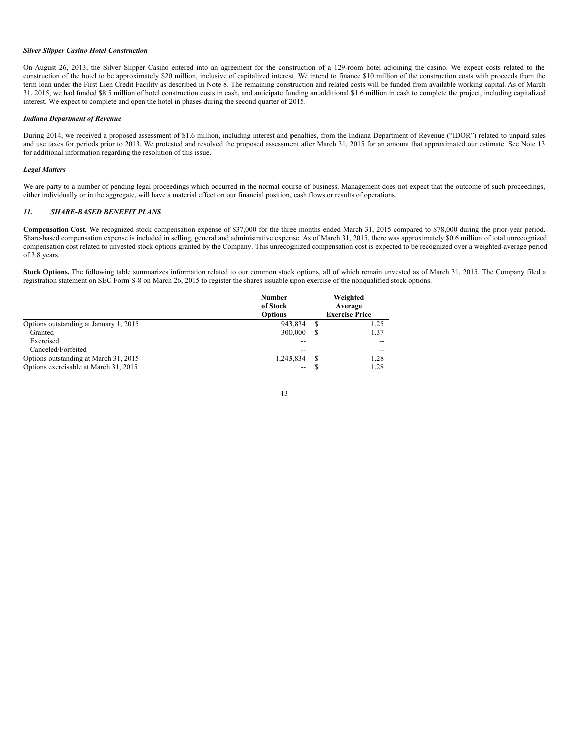***Silver Slipper Casino Hotel Construction***

On August 26, 2013, the Silver Slipper Casino entered into an agreement for the construction of a 129-room hotel adjoining the casino. We expect costs related to the construction of the hotel to be approximately $20 million, inclusive of capitalized interest. We intend to finance $10 million of the construction costs with proceeds from the term loan under the First Lien Credit Facility as described in Note 8. The remaining construction and related costs will be funded from available working capital. As of March 31, 2015, we had funded $8.5 million of hotel construction costs in cash, and anticipate funding an additional $1.6 million in cash to complete the project, including capitalized interest. We expect to complete and open the hotel in phases during the second quarter of 2015.

***Indiana Department of Revenue***

During 2014, we received a proposed assessment of $1.6 million, including interest and penalties, from the Indiana Department of Revenue ("IDOR") related to unpaid sales and use taxes for periods prior to 2013. We protested and resolved the proposed assessment after March 31, 2015 for an amount that approximated our estimate. See Note 13 for additional information regarding the resolution of this issue.

***Legal Matters***

We are party to a number of pending legal proceedings which occurred in the normal course of business. Management does not expect that the outcome of such proceedings, either individually or in the aggregate, will have a material effect on our financial position, cash flows or results of operations.

### *11. SHARE-BASED BENEFIT PLANS*

**Compensation Cost.** We recognized stock compensation expense of $37,000 for the three months ended March 31, 2015 compared to $78,000 during the prior-year period. Share-based compensation expense is included in selling, general and administrative expense. As of March 31, 2015, there was approximately $0.6 million of total unrecognized compensation cost related to unvested stock options granted by the Company. This unrecognized compensation cost is expected to be recognized over a weighted-average period of 3.8 years.

**Stock Options.** The following table summarizes information related to our common stock options, all of which remain unvested as of March 31, 2015. The Company filed a registration statement on SEC Form S-8 on March 26, 2015 to register the shares issuable upon exercise of the nonqualified stock options.

| | Number of Stock Options | Weighted Average Exercise Price |
|---|---|---|
| Options outstanding at January 1, 2015 | 943,834 | $ 1.25 |
| Granted | 300,000 | $ 1.37 |
| Exercised | -- | -- |
| Canceled/Forfeited | -- | -- |
| Options outstanding at March 31, 2015 | 1,243,834 | $ 1.28 |
| Options exercisable at March 31, 2015 | -- | $ 1.28 |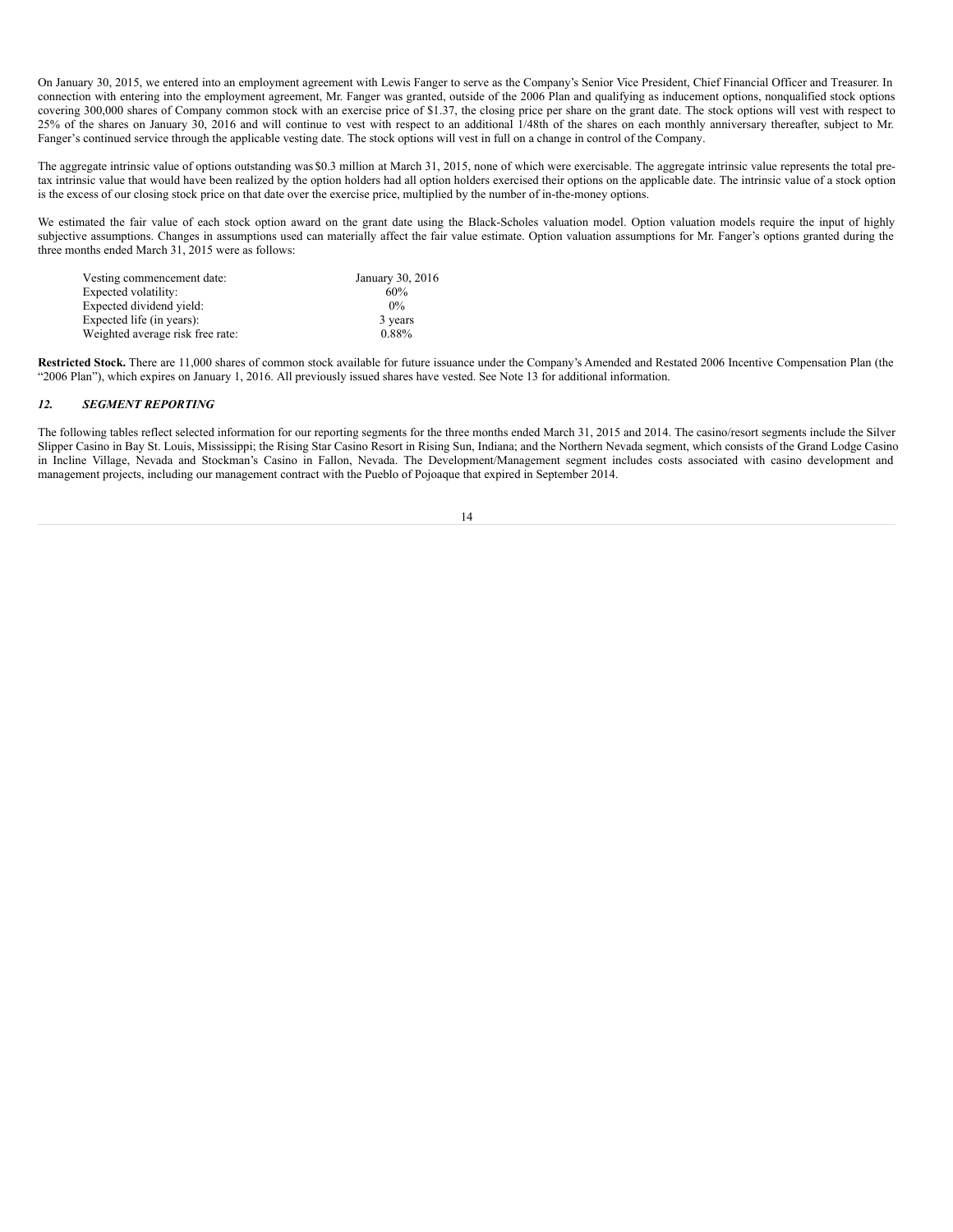On January 30, 2015, we entered into an employment agreement with Lewis Fanger to serve as the Company's Senior Vice President, Chief Financial Officer and Treasurer. In connection with entering into the employment agreement, Mr. Fanger was granted, outside of the 2006 Plan and qualifying as inducement options, nonqualified stock options covering 300,000 shares of Company common stock with an exercise price of $1.37, the closing price per share on the grant date. The stock options will vest with respect to 25% of the shares on January 30, 2016 and will continue to vest with respect to an additional 1/48th of the shares on each monthly anniversary thereafter, subject to Mr. Fanger's continued service through the applicable vesting date. The stock options will vest in full on a change in control of the Company.

The aggregate intrinsic value of options outstanding was $0.3 million at March 31, 2015, none of which were exercisable. The aggregate intrinsic value represents the total pre-tax intrinsic value that would have been realized by the option holders had all option holders exercised their options on the applicable date. The intrinsic value of a stock option is the excess of our closing stock price on that date over the exercise price, multiplied by the number of in-the-money options.

We estimated the fair value of each stock option award on the grant date using the Black-Scholes valuation model. Option valuation models require the input of highly subjective assumptions. Changes in assumptions used can materially affect the fair value estimate. Option valuation assumptions for Mr. Fanger's options granted during the three months ended March 31, 2015 were as follows:

| | |
|---|---|
| Vesting commencement date: | January 30, 2016 |
| Expected volatility: | 60% |
| Expected dividend yield: | 0% |
| Expected life (in years): | 3 years |
| Weighted average risk free rate: | 0.88% |

**Restricted Stock.** There are 11,000 shares of common stock available for future issuance under the Company's Amended and Restated 2006 Incentive Compensation Plan (the "2006 Plan"), which expires on January 1, 2016. All previously issued shares have vested. See Note 13 for additional information.

### *12. SEGMENT REPORTING*

The following tables reflect selected information for our reporting segments for the three months ended March 31, 2015 and 2014. The casino/resort segments include the Silver Slipper Casino in Bay St. Louis, Mississippi; the Rising Star Casino Resort in Rising Sun, Indiana; and the Northern Nevada segment, which consists of the Grand Lodge Casino in Incline Village, Nevada and Stockman's Casino in Fallon, Nevada. The Development/Management segment includes costs associated with casino development and management projects, including our management contract with the Pueblo of Pojoaque that expired in September 2014.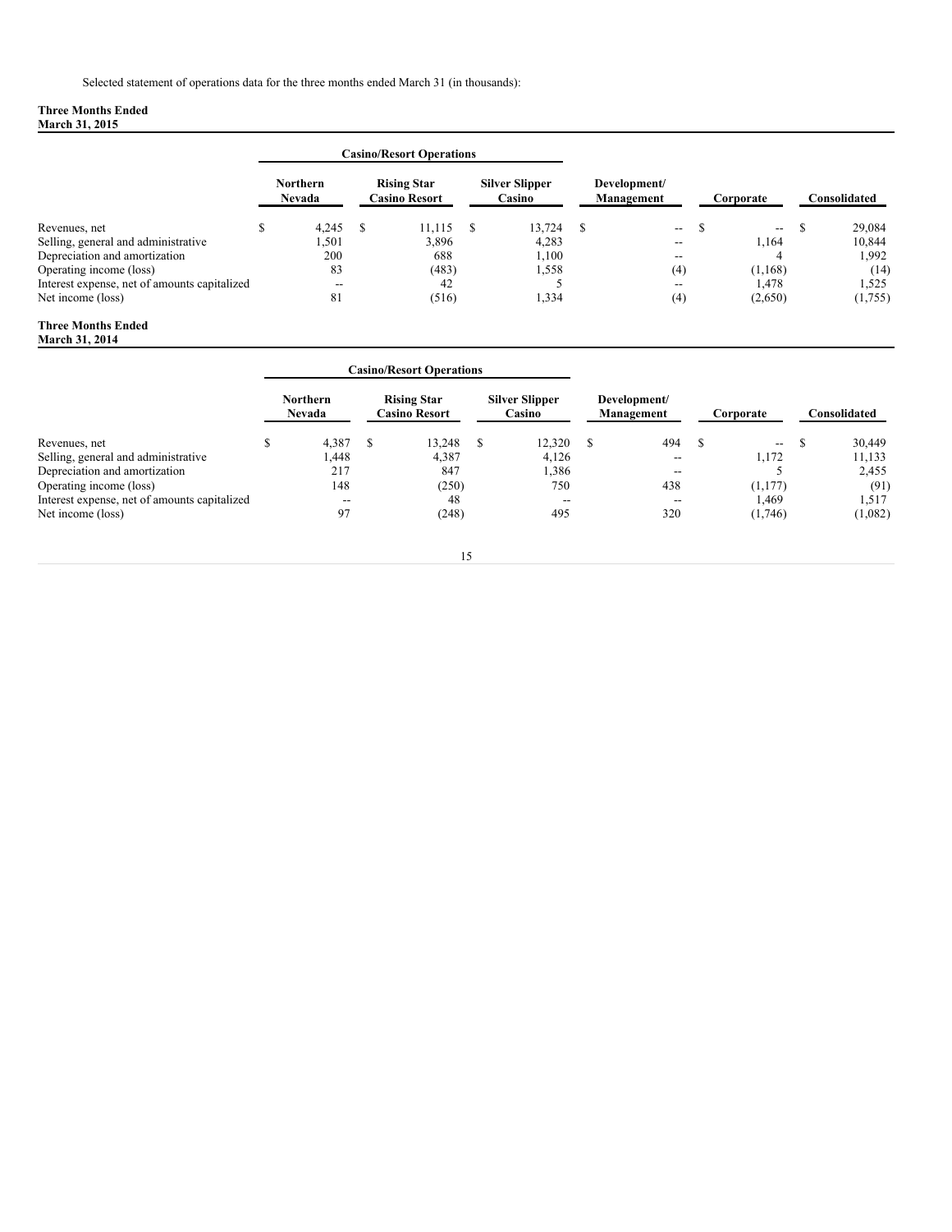Selected statement of operations data for the three months ended March 31 (in thousands):

**Three Months Ended March 31, 2015**

| | Casino/Resort Operations | | | | | |
|---|---|---|---|---|---|---|
| | Northern Nevada | Rising Star Casino Resort | Silver Slipper Casino | Development/ Management | Corporate | Consolidated |
| Revenues, net | $ 4,245 | $ 11,115 | $ 13,724 | $ -- | $ -- | $ 29,084 |
| Selling, general and administrative | 1,501 | 3,896 | 4,283 | -- | 1,164 | 10,844 |
| Depreciation and amortization | 200 | 688 | 1,100 | -- | 4 | 1,992 |
| Operating income (loss) | 83 | (483) | 1,558 | (4) | (1,168) | (14) |
| Interest expense, net of amounts capitalized | -- | 42 | 5 | -- | 1,478 | 1,525 |
| Net income (loss) | 81 | (516) | 1,334 | (4) | (2,650) | (1,755) |

**Three Months Ended March 31, 2014**

| | Casino/Resort Operations | | | | | |
|---|---|---|---|---|---|---|
| | Northern Nevada | Rising Star Casino Resort | Silver Slipper Casino | Development/ Management | Corporate | Consolidated |
| Revenues, net | $ 4,387 | $ 13,248 | $ 12,320 | $ 494 | $ -- | $ 30,449 |
| Selling, general and administrative | 1,448 | 4,387 | 4,126 | -- | 1,172 | 11,133 |
| Depreciation and amortization | 217 | 847 | 1,386 | -- | 5 | 2,455 |
| Operating income (loss) | 148 | (250) | 750 | 438 | (1,177) | (91) |
| Interest expense, net of amounts capitalized | -- | 48 | -- | -- | 1,469 | 1,517 |
| Net income (loss) | 97 | (248) | 495 | 320 | (1,746) | (1,082) |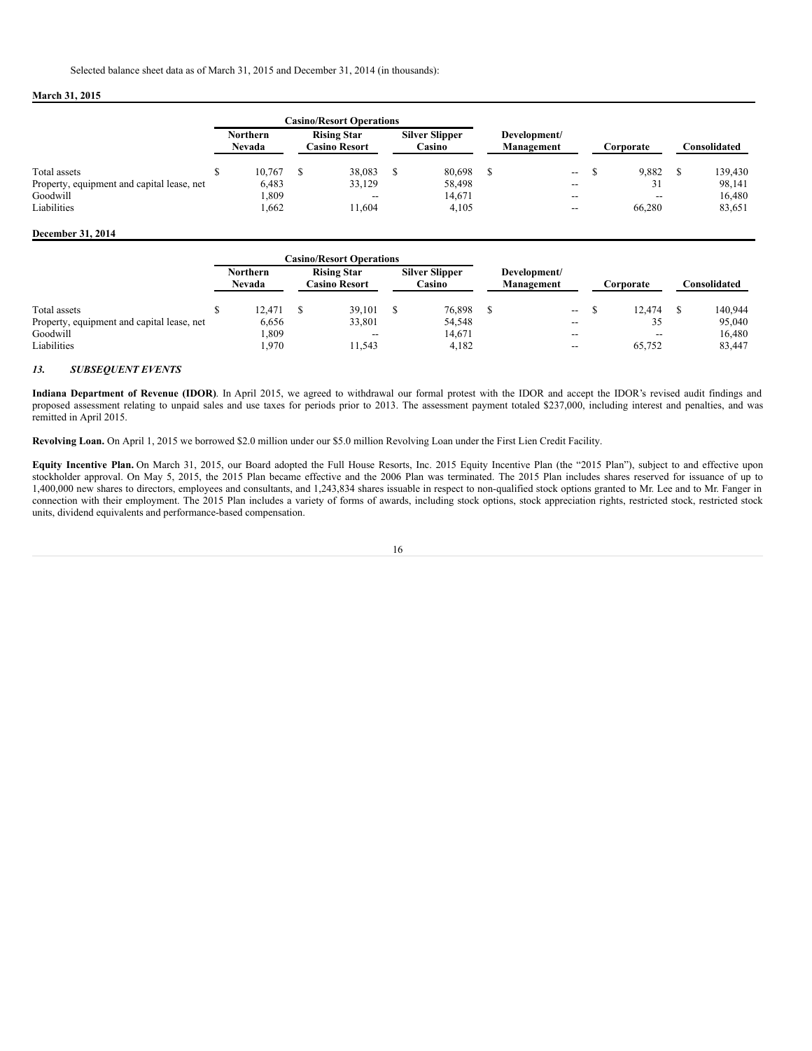Selected balance sheet data as of March 31, 2015 and December 31, 2014 (in thousands):

**March 31, 2015**

| | Casino/Resort Operations | | | | | |
|---|---|---|---|---|---|---|
| | Northern Nevada | Rising Star Casino Resort | Silver Slipper Casino | Development/ Management | Corporate | Consolidated |
| Total assets | $ 10,767 | $ 38,083 | $ 80,698 | $ -- | $ 9,882 | $ 139,430 |
| Property, equipment and capital lease, net | 6,483 | 33,129 | 58,498 | -- | 31 | 98,141 |
| Goodwill | 1,809 | -- | 14,671 | -- | -- | 16,480 |
| Liabilities | 1,662 | 11,604 | 4,105 | -- | 66,280 | 83,651 |

**December 31, 2014**

| | Casino/Resort Operations | | | | | |
|---|---|---|---|---|---|---|
| | Northern Nevada | Rising Star Casino Resort | Silver Slipper Casino | Development/ Management | Corporate | Consolidated |
| Total assets | $ 12,471 | $ 39,101 | $ 76,898 | $ -- | $ 12,474 | $ 140,944 |
| Property, equipment and capital lease, net | 6,656 | 33,801 | 54,548 | -- | 35 | 95,040 |
| Goodwill | 1,809 | -- | 14,671 | -- | -- | 16,480 |
| Liabilities | 1,970 | 11,543 | 4,182 | -- | 65,752 | 83,447 |

### *13. SUBSEQUENT EVENTS*

**Indiana Department of Revenue (IDOR)**. In April 2015, we agreed to withdrawal our formal protest with the IDOR and accept the IDOR's revised audit findings and proposed assessment relating to unpaid sales and use taxes for periods prior to 2013. The assessment payment totaled $237,000, including interest and penalties, and was remitted in April 2015.

**Revolving Loan.** On April 1, 2015 we borrowed $2.0 million under our $5.0 million Revolving Loan under the First Lien Credit Facility.

**Equity Incentive Plan.** On March 31, 2015, our Board adopted the Full House Resorts, Inc. 2015 Equity Incentive Plan (the "2015 Plan"), subject to and effective upon stockholder approval. On May 5, 2015, the 2015 Plan became effective and the 2006 Plan was terminated. The 2015 Plan includes shares reserved for issuance of up to 1,400,000 new shares to directors, employees and consultants, and 1,243,834 shares issuable in respect to non-qualified stock options granted to Mr. Lee and to Mr. Fanger in connection with their employment. The 2015 Plan includes a variety of forms of awards, including stock options, stock appreciation rights, restricted stock, restricted stock units, dividend equivalents and performance-based compensation.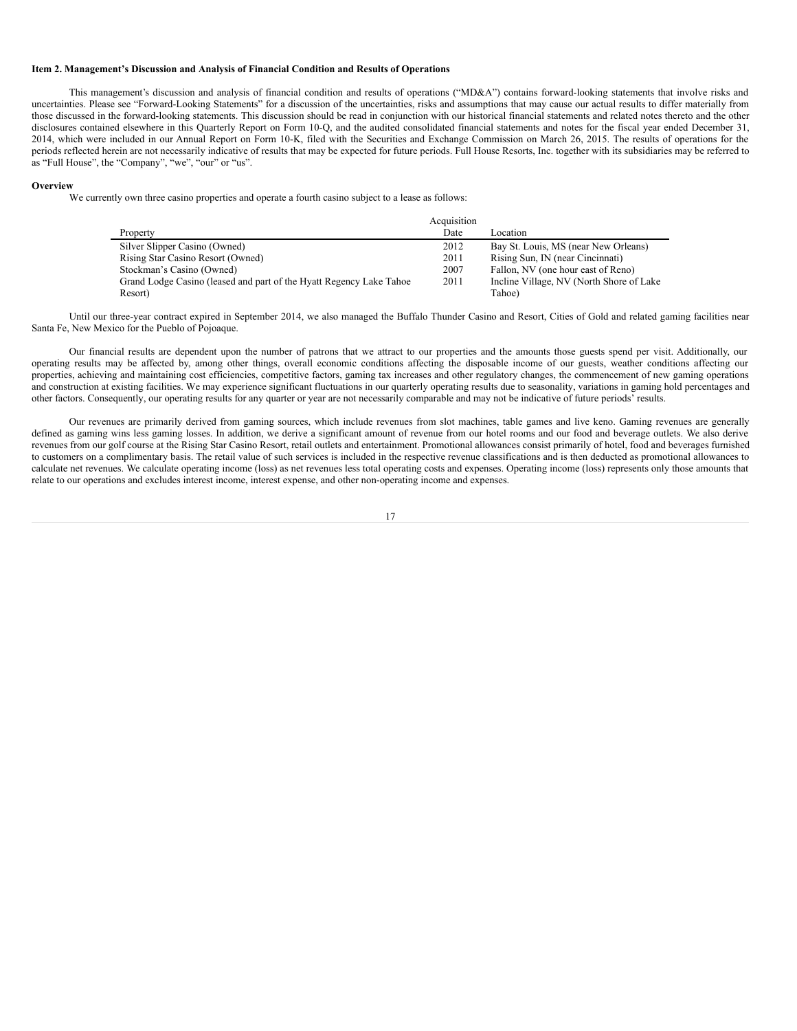### Item 2. Management's Discussion and Analysis of Financial Condition and Results of Operations

This management's discussion and analysis of financial condition and results of operations ("MD&A") contains forward-looking statements that involve risks and uncertainties. Please see "Forward-Looking Statements" for a discussion of the uncertainties, risks and assumptions that may cause our actual results to differ materially from those discussed in the forward-looking statements. This discussion should be read in conjunction with our historical financial statements and related notes thereto and the other disclosures contained elsewhere in this Quarterly Report on Form 10-Q, and the audited consolidated financial statements and notes for the fiscal year ended December 31, 2014, which were included in our Annual Report on Form 10-K, filed with the Securities and Exchange Commission on March 26, 2015. The results of operations for the periods reflected herein are not necessarily indicative of results that may be expected for future periods. Full House Resorts, Inc. together with its subsidiaries may be referred to as "Full House", the "Company", "we", "our" or "us".

**Overview**

We currently own three casino properties and operate a fourth casino subject to a lease as follows:

| Property | Acquisition Date | Location |
|---|---|---|
| Silver Slipper Casino (Owned) | 2012 | Bay St. Louis, MS (near New Orleans) |
| Rising Star Casino Resort (Owned) | 2011 | Rising Sun, IN (near Cincinnati) |
| Stockman's Casino (Owned) | 2007 | Fallon, NV (one hour east of Reno) |
| Grand Lodge Casino (leased and part of the Hyatt Regency Lake Tahoe Resort) | 2011 | Incline Village, NV (North Shore of Lake Tahoe) |

Until our three-year contract expired in September 2014, we also managed the Buffalo Thunder Casino and Resort, Cities of Gold and related gaming facilities near Santa Fe, New Mexico for the Pueblo of Pojoaque.

Our financial results are dependent upon the number of patrons that we attract to our properties and the amounts those guests spend per visit. Additionally, our operating results may be affected by, among other things, overall economic conditions affecting the disposable income of our guests, weather conditions affecting our properties, achieving and maintaining cost efficiencies, competitive factors, gaming tax increases and other regulatory changes, the commencement of new gaming operations and construction at existing facilities. We may experience significant fluctuations in our quarterly operating results due to seasonality, variations in gaming hold percentages and other factors. Consequently, our operating results for any quarter or year are not necessarily comparable and may not be indicative of future periods' results.

Our revenues are primarily derived from gaming sources, which include revenues from slot machines, table games and live keno. Gaming revenues are generally defined as gaming wins less gaming losses. In addition, we derive a significant amount of revenue from our hotel rooms and our food and beverage outlets. We also derive revenues from our golf course at the Rising Star Casino Resort, retail outlets and entertainment. Promotional allowances consist primarily of hotel, food and beverages furnished to customers on a complimentary basis. The retail value of such services is included in the respective revenue classifications and is then deducted as promotional allowances to calculate net revenues. We calculate operating income (loss) as net revenues less total operating costs and expenses. Operating income (loss) represents only those amounts that relate to our operations and excludes interest income, interest expense, and other non-operating income and expenses.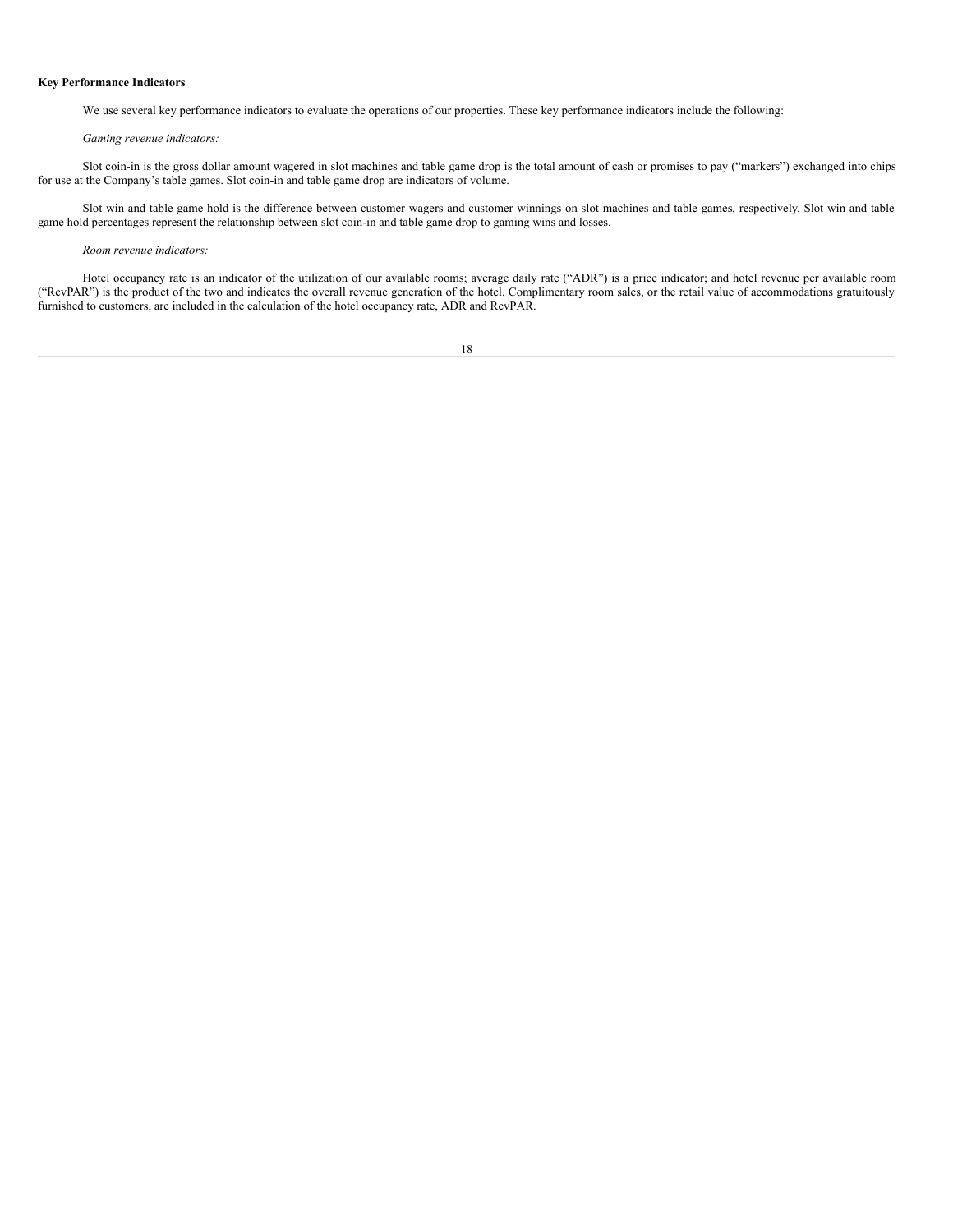**Key Performance Indicators**

We use several key performance indicators to evaluate the operations of our properties. These key performance indicators include the following:

*Gaming revenue indicators:*

Slot coin-in is the gross dollar amount wagered in slot machines and table game drop is the total amount of cash or promises to pay ("markers") exchanged into chips for use at the Company's table games. Slot coin-in and table game drop are indicators of volume.

Slot win and table game hold is the difference between customer wagers and customer winnings on slot machines and table games, respectively. Slot win and table game hold percentages represent the relationship between slot coin-in and table game drop to gaming wins and losses.

*Room revenue indicators:*

Hotel occupancy rate is an indicator of the utilization of our available rooms; average daily rate ("ADR") is a price indicator; and hotel revenue per available room ("RevPAR") is the product of the two and indicates the overall revenue generation of the hotel. Complimentary room sales, or the retail value of accommodations gratuitously furnished to customers, are included in the calculation of the hotel occupancy rate, ADR and RevPAR.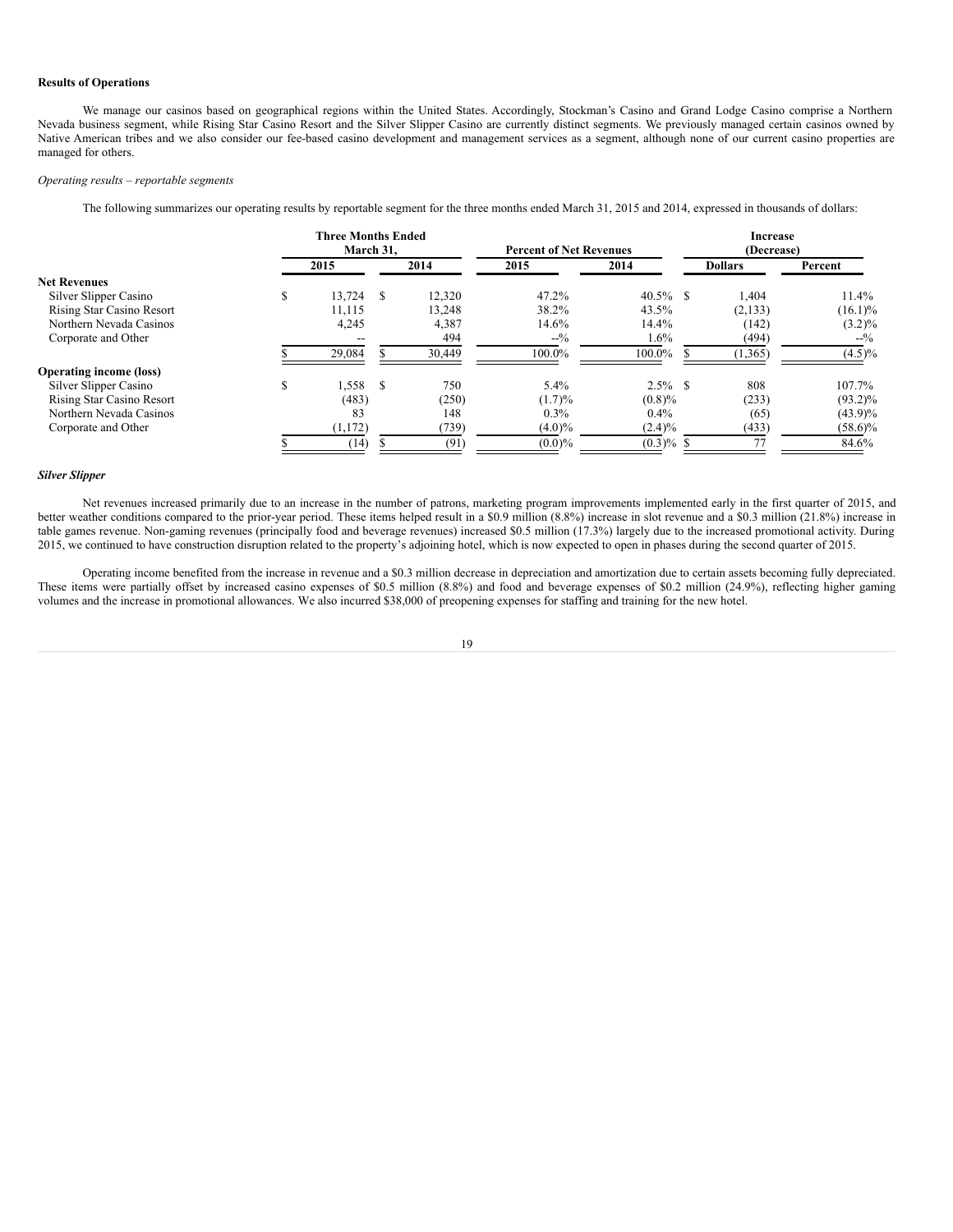**Results of Operations**

We manage our casinos based on geographical regions within the United States. Accordingly, Stockman's Casino and Grand Lodge Casino comprise a Northern Nevada business segment, while Rising Star Casino Resort and the Silver Slipper Casino are currently distinct segments. We previously managed certain casinos owned by Native American tribes and we also consider our fee-based casino development and management services as a segment, although none of our current casino properties are managed for others.

*Operating results – reportable segments*

The following summarizes our operating results by reportable segment for the three months ended March 31, 2015 and 2014, expressed in thousands of dollars:

| | Three Months Ended March 31, | | Percent of Net Revenues | | Increase (Decrease) | |
|---|---|---|---|---|---|---|
| | 2015 | 2014 | 2015 | 2014 | Dollars | Percent |
| **Net Revenues** | | | | | | |
| Silver Slipper Casino | $ 13,724 | $ 12,320 | 47.2% | 40.5% | $ 1,404 | 11.4% |
| Rising Star Casino Resort | 11,115 | 13,248 | 38.2% | 43.5% | (2,133) | (16.1)% |
| Northern Nevada Casinos | 4,245 | 4,387 | 14.6% | 14.4% | (142) | (3.2)% |
| Corporate and Other | -- | 494 | --% | 1.6% | (494) | --% |
| | $ 29,084 | $ 30,449 | 100.0% | 100.0% | $ (1,365) | (4.5)% |
| **Operating income (loss)** | | | | | | |
| Silver Slipper Casino | $ 1,558 | $ 750 | 5.4% | 2.5% | $ 808 | 107.7% |
| Rising Star Casino Resort | (483) | (250) | (1.7)% | (0.8)% | (233) | (93.2)% |
| Northern Nevada Casinos | 83 | 148 | 0.3% | 0.4% | (65) | (43.9)% |
| Corporate and Other | (1,172) | (739) | (4.0)% | (2.4)% | (433) | (58.6)% |
| | $ (14) | $ (91) | (0.0)% | (0.3)% | $ 77 | 84.6% |

***Silver Slipper***

Net revenues increased primarily due to an increase in the number of patrons, marketing program improvements implemented early in the first quarter of 2015, and better weather conditions compared to the prior-year period. These items helped result in a $0.9 million (8.8%) increase in slot revenue and a $0.3 million (21.8%) increase in table games revenue. Non-gaming revenues (principally food and beverage revenues) increased $0.5 million (17.3%) largely due to the increased promotional activity. During 2015, we continued to have construction disruption related to the property's adjoining hotel, which is now expected to open in phases during the second quarter of 2015.

Operating income benefited from the increase in revenue and a $0.3 million decrease in depreciation and amortization due to certain assets becoming fully depreciated. These items were partially offset by increased casino expenses of $0.5 million (8.8%) and food and beverage expenses of $0.2 million (24.9%), reflecting higher gaming volumes and the increase in promotional allowances. We also incurred $38,000 of preopening expenses for staffing and training for the new hotel.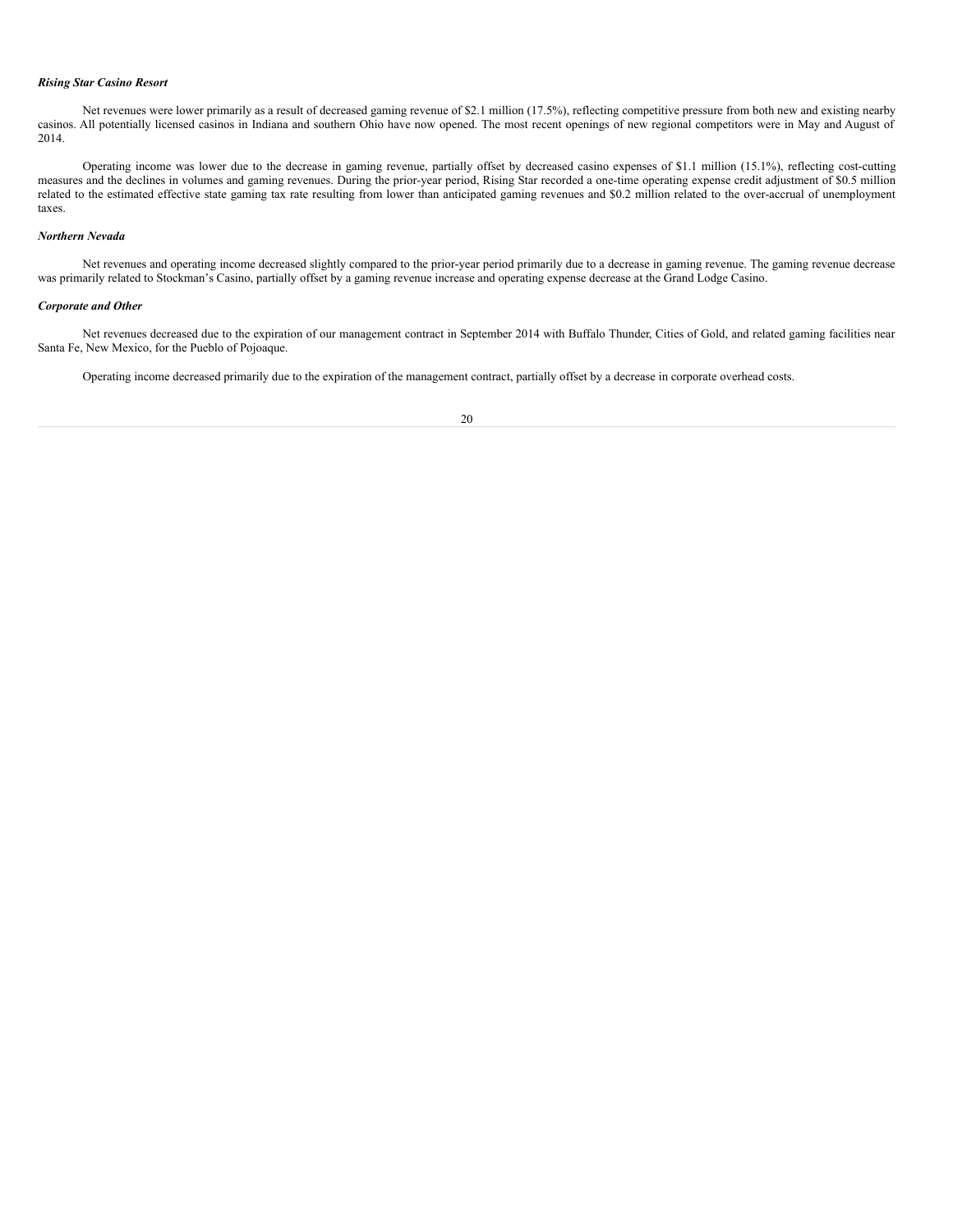***Rising Star Casino Resort***

Net revenues were lower primarily as a result of decreased gaming revenue of $2.1 million (17.5%), reflecting competitive pressure from both new and existing nearby casinos. All potentially licensed casinos in Indiana and southern Ohio have now opened. The most recent openings of new regional competitors were in May and August of 2014.

Operating income was lower due to the decrease in gaming revenue, partially offset by decreased casino expenses of $1.1 million (15.1%), reflecting cost-cutting measures and the declines in volumes and gaming revenues. During the prior-year period, Rising Star recorded a one-time operating expense credit adjustment of $0.5 million related to the estimated effective state gaming tax rate resulting from lower than anticipated gaming revenues and $0.2 million related to the over-accrual of unemployment taxes.

***Northern Nevada***

Net revenues and operating income decreased slightly compared to the prior-year period primarily due to a decrease in gaming revenue. The gaming revenue decrease was primarily related to Stockman's Casino, partially offset by a gaming revenue increase and operating expense decrease at the Grand Lodge Casino.

***Corporate and Other***

Net revenues decreased due to the expiration of our management contract in September 2014 with Buffalo Thunder, Cities of Gold, and related gaming facilities near Santa Fe, New Mexico, for the Pueblo of Pojoaque.

Operating income decreased primarily due to the expiration of the management contract, partially offset by a decrease in corporate overhead costs.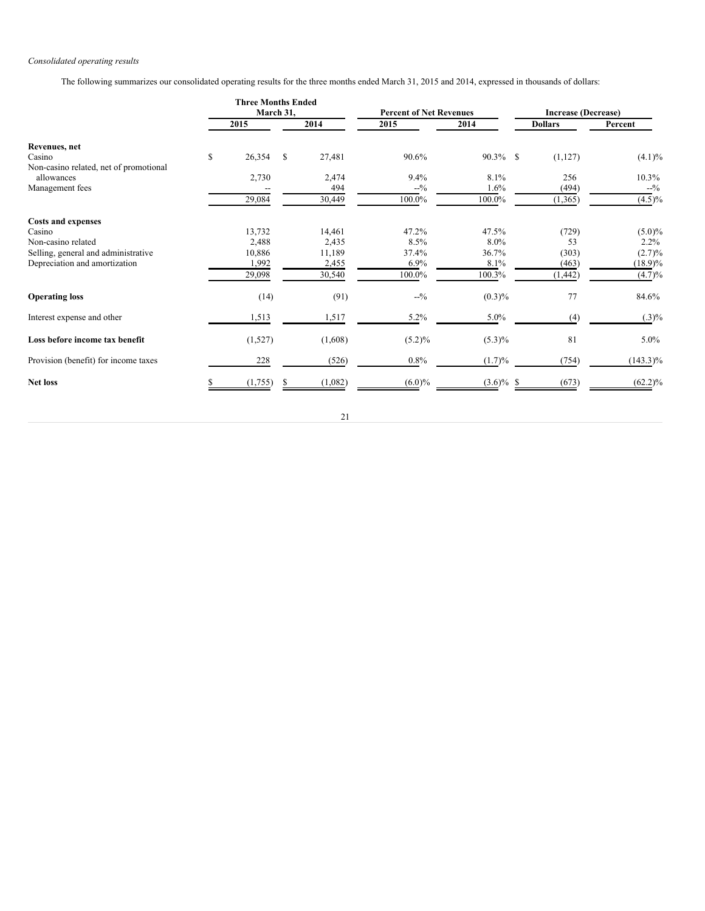*Consolidated operating results*

The following summarizes our consolidated operating results for the three months ended March 31, 2015 and 2014, expressed in thousands of dollars:

| | Three Months Ended March 31, | | Percent of Net Revenues | | Increase (Decrease) | |
|---|---|---|---|---|---|---|
| | 2015 | 2014 | 2015 | 2014 | Dollars | Percent |
| **Revenues, net** | | | | | | |
| Casino | $ 26,354 | $ 27,481 | 90.6% | 90.3% | $ (1,127) | (4.1)% |
| Non-casino related, net of promotional allowances | 2,730 | 2,474 | 9.4% | 8.1% | 256 | 10.3% |
| Management fees | -- | 494 | --% | 1.6% | (494) | --% |
| | 29,084 | 30,449 | 100.0% | 100.0% | (1,365) | (4.5)% |
| **Costs and expenses** | | | | | | |
| Casino | 13,732 | 14,461 | 47.2% | 47.5% | (729) | (5.0)% |
| Non-casino related | 2,488 | 2,435 | 8.5% | 8.0% | 53 | 2.2% |
| Selling, general and administrative | 10,886 | 11,189 | 37.4% | 36.7% | (303) | (2.7)% |
| Depreciation and amortization | 1,992 | 2,455 | 6.9% | 8.1% | (463) | (18.9)% |
| | 29,098 | 30,540 | 100.0% | 100.3% | (1,442) | (4.7)% |
| **Operating loss** | (14) | (91) | --% | (0.3)% | 77 | 84.6% |
| Interest expense and other | 1,513 | 1,517 | 5.2% | 5.0% | (4) | (.3)% |
| **Loss before income tax benefit** | (1,527) | (1,608) | (5.2)% | (5.3)% | 81 | 5.0% |
| Provision (benefit) for income taxes | 228 | (526) | 0.8% | (1.7)% | (754) | (143.3)% |
| **Net loss** | $ (1,755) | $ (1,082) | (6.0)% | (3.6)% | $ (673) | (62.2)% |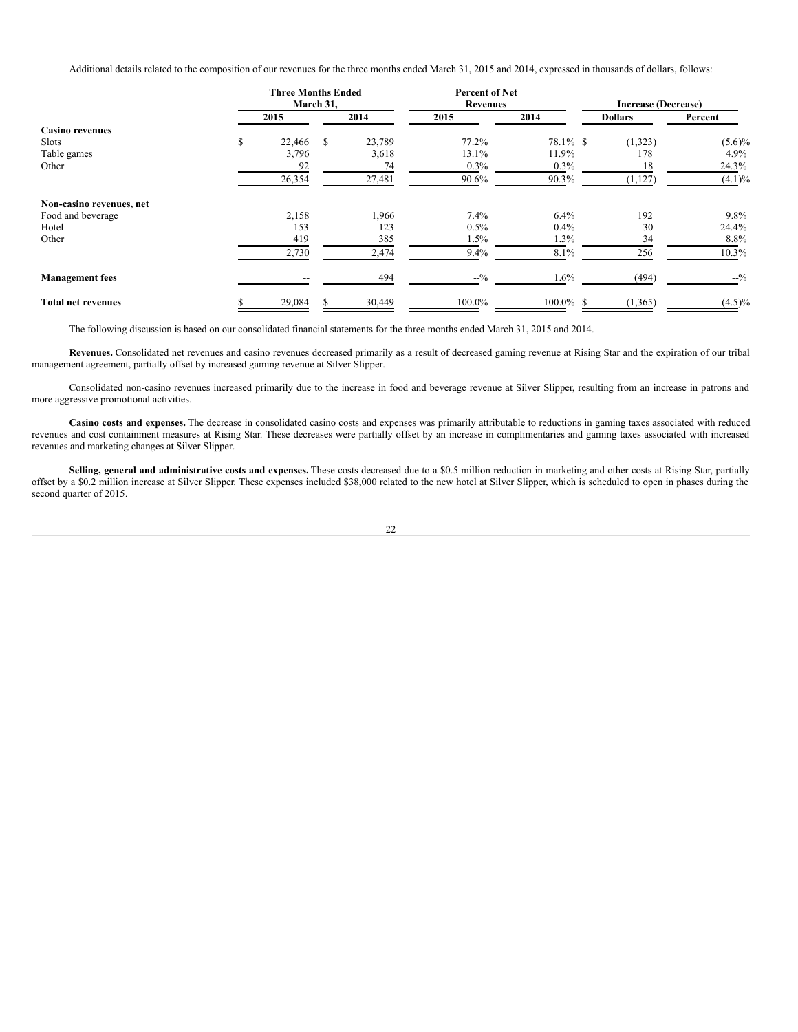Additional details related to the composition of our revenues for the three months ended March 31, 2015 and 2014, expressed in thousands of dollars, follows:

| | Three Months Ended March 31, | | Percent of Net Revenues | | Increase (Decrease) | |
|---|---|---|---|---|---|---|
| | 2015 | 2014 | 2015 | 2014 | Dollars | Percent |
| **Casino revenues** | | | | | | |
| Slots | $ 22,466 | $ 23,789 | 77.2% | 78.1% | $ (1,323) | (5.6)% |
| Table games | 3,796 | 3,618 | 13.1% | 11.9% | 178 | 4.9% |
| Other | 92 | 74 | 0.3% | 0.3% | 18 | 24.3% |
| | 26,354 | 27,481 | 90.6% | 90.3% | (1,127) | (4.1)% |
| **Non-casino revenues, net** | | | | | | |
| Food and beverage | 2,158 | 1,966 | 7.4% | 6.4% | 192 | 9.8% |
| Hotel | 153 | 123 | 0.5% | 0.4% | 30 | 24.4% |
| Other | 419 | 385 | 1.5% | 1.3% | 34 | 8.8% |
| | 2,730 | 2,474 | 9.4% | 8.1% | 256 | 10.3% |
| **Management fees** | -- | 494 | --% | 1.6% | (494) | --% |
| **Total net revenues** | $ 29,084 | $ 30,449 | 100.0% | 100.0% | $ (1,365) | (4.5)% |

The following discussion is based on our consolidated financial statements for the three months ended March 31, 2015 and 2014.

**Revenues.** Consolidated net revenues and casino revenues decreased primarily as a result of decreased gaming revenue at Rising Star and the expiration of our tribal management agreement, partially offset by increased gaming revenue at Silver Slipper.

Consolidated non-casino revenues increased primarily due to the increase in food and beverage revenue at Silver Slipper, resulting from an increase in patrons and more aggressive promotional activities.

**Casino costs and expenses.** The decrease in consolidated casino costs and expenses was primarily attributable to reductions in gaming taxes associated with reduced revenues and cost containment measures at Rising Star. These decreases were partially offset by an increase in complimentaries and gaming taxes associated with increased revenues and marketing changes at Silver Slipper.

**Selling, general and administrative costs and expenses.** These costs decreased due to a $0.5 million reduction in marketing and other costs at Rising Star, partially offset by a $0.2 million increase at Silver Slipper. These expenses included $38,000 related to the new hotel at Silver Slipper, which is scheduled to open in phases during the second quarter of 2015.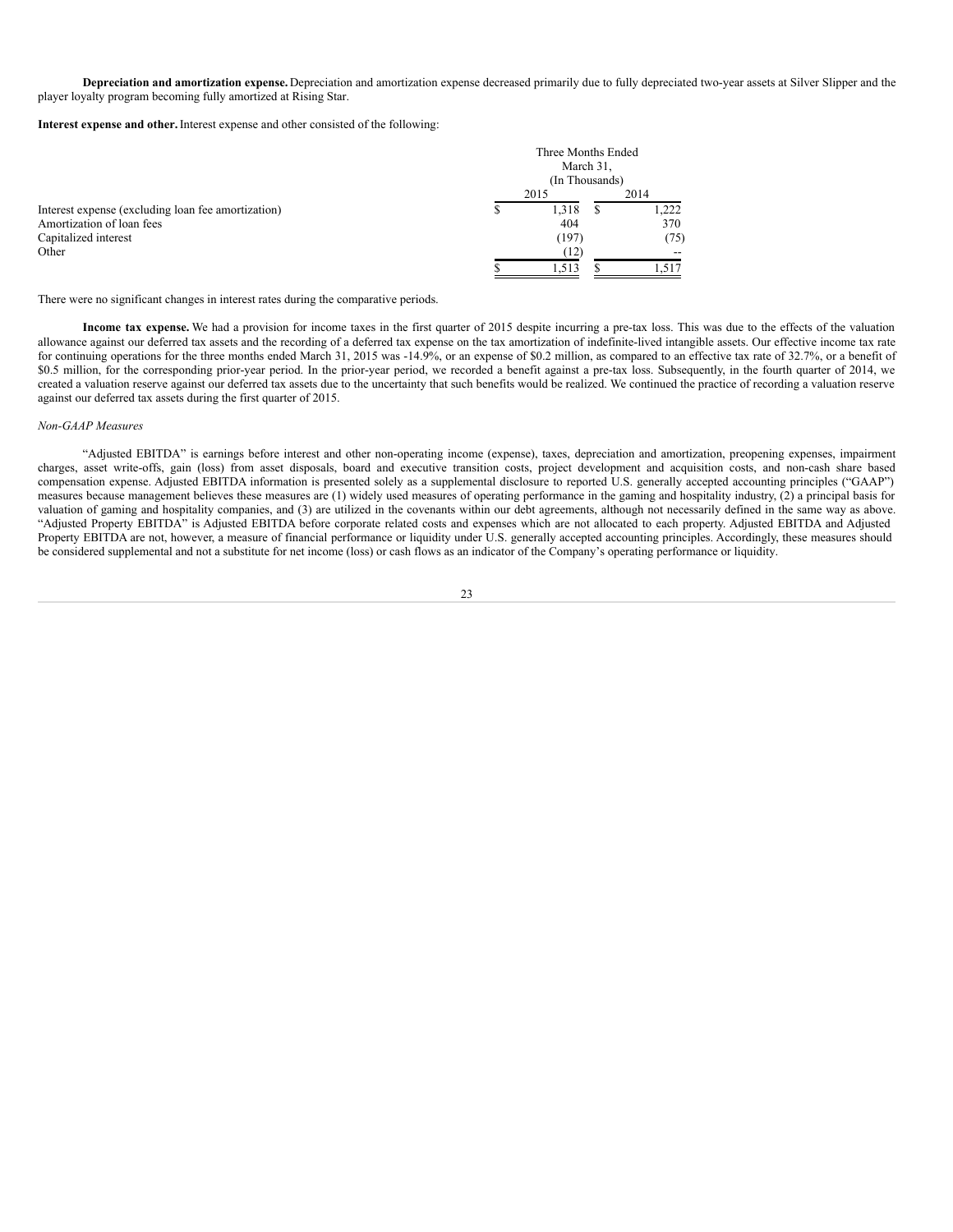**Depreciation and amortization expense.** Depreciation and amortization expense decreased primarily due to fully depreciated two-year assets at Silver Slipper and the player loyalty program becoming fully amortized at Rising Star.

**Interest expense and other.** Interest expense and other consisted of the following:

| | Three Months Ended March 31, (In Thousands) | |
|---|---|---|
| | 2015 | 2014 |
| Interest expense (excluding loan fee amortization) | $ 1,318 | $ 1,222 |
| Amortization of loan fees | 404 | 370 |
| Capitalized interest | (197) | (75) |
| Other | (12) | -- |
| | $ 1,513 | $ 1,517 |

There were no significant changes in interest rates during the comparative periods.

**Income tax expense.** We had a provision for income taxes in the first quarter of 2015 despite incurring a pre-tax loss. This was due to the effects of the valuation allowance against our deferred tax assets and the recording of a deferred tax expense on the tax amortization of indefinite-lived intangible assets. Our effective income tax rate for continuing operations for the three months ended March 31, 2015 was -14.9%, or an expense of $0.2 million, as compared to an effective tax rate of 32.7%, or a benefit of $0.5 million, for the corresponding prior-year period. In the prior-year period, we recorded a benefit against a pre-tax loss. Subsequently, in the fourth quarter of 2014, we created a valuation reserve against our deferred tax assets due to the uncertainty that such benefits would be realized. We continued the practice of recording a valuation reserve against our deferred tax assets during the first quarter of 2015.

*Non-GAAP Measures*

"Adjusted EBITDA" is earnings before interest and other non-operating income (expense), taxes, depreciation and amortization, preopening expenses, impairment charges, asset write-offs, gain (loss) from asset disposals, board and executive transition costs, project development and acquisition costs, and non-cash share based compensation expense. Adjusted EBITDA information is presented solely as a supplemental disclosure to reported U.S. generally accepted accounting principles ("GAAP") measures because management believes these measures are (1) widely used measures of operating performance in the gaming and hospitality industry, (2) a principal basis for valuation of gaming and hospitality companies, and (3) are utilized in the covenants within our debt agreements, although not necessarily defined in the same way as above. "Adjusted Property EBITDA" is Adjusted EBITDA before corporate related costs and expenses which are not allocated to each property. Adjusted EBITDA and Adjusted Property EBITDA are not, however, a measure of financial performance or liquidity under U.S. generally accepted accounting principles. Accordingly, these measures should be considered supplemental and not a substitute for net income (loss) or cash flows as an indicator of the Company's operating performance or liquidity.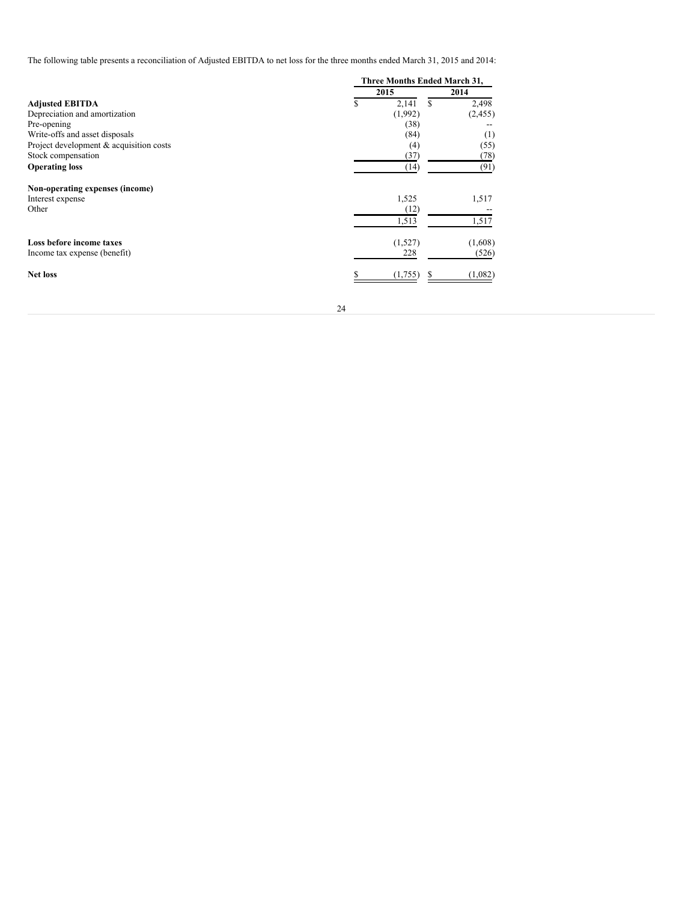The following table presents a reconciliation of Adjusted EBITDA to net loss for the three months ended March 31, 2015 and 2014:

| | Three Months Ended March 31, | |
|---|---|---|
| | 2015 | 2014 |
| **Adjusted EBITDA** | $ 2,141 | $ 2,498 |
| Depreciation and amortization | (1,992) | (2,455) |
| Pre-opening | (38) | -- |
| Write-offs and asset disposals | (84) | (1) |
| Project development & acquisition costs | (4) | (55) |
| Stock compensation | (37) | (78) |
| **Operating loss** | (14) | (91) |
| **Non-operating expenses (income)** | | |
| Interest expense | 1,525 | 1,517 |
| Other | (12) | -- |
| | 1,513 | 1,517 |
| **Loss before income taxes** | (1,527) | (1,608) |
| Income tax expense (benefit) | 228 | (526) |
| **Net loss** | $ (1,755) | $ (1,082) |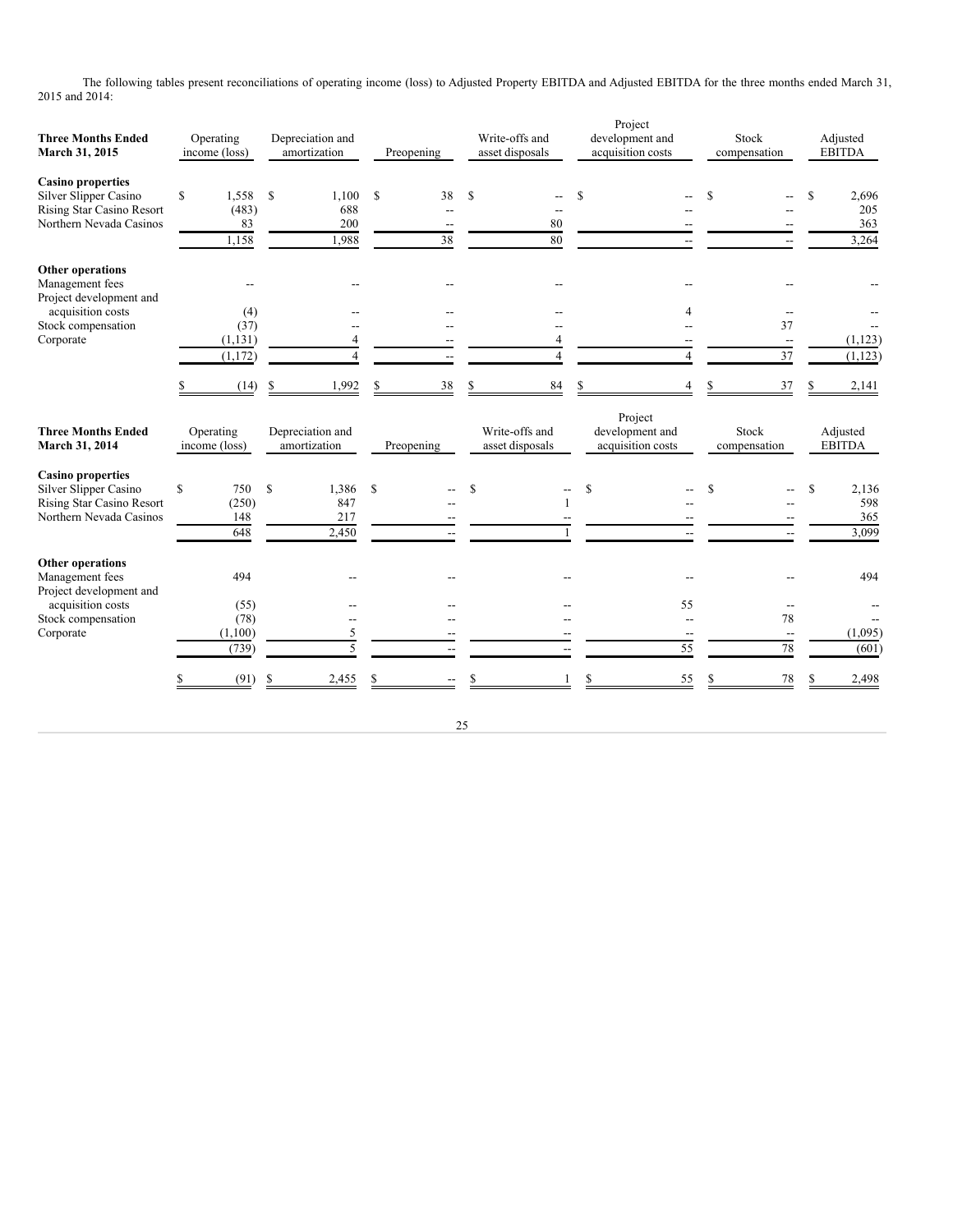The following tables present reconciliations of operating income (loss) to Adjusted Property EBITDA and Adjusted EBITDA for the three months ended March 31, 2015 and 2014:

| **Three Months Ended March 31, 2015** | Operating income (loss) | Depreciation and amortization | Preopening | Write-offs and asset disposals | Project development and acquisition costs | Stock compensation | Adjusted EBITDA |
|---|---|---|---|---|---|---|---|
| **Casino properties** | | | | | | | |
| Silver Slipper Casino | $ 1,558 | $ 1,100 | $ 38 | $ -- | $ -- | $ -- | $ 2,696 |
| Rising Star Casino Resort | (483) | 688 | -- | -- | -- | -- | 205 |
| Northern Nevada Casinos | 83 | 200 | -- | 80 | -- | -- | 363 |
| | 1,158 | 1,988 | 38 | 80 | -- | -- | 3,264 |
| **Other operations** | | | | | | | |
| Management fees | -- | -- | -- | -- | -- | -- | -- |
| Project development and acquisition costs | (4) | -- | -- | -- | 4 | -- | -- |
| Stock compensation | (37) | -- | -- | -- | -- | 37 | -- |
| Corporate | (1,131) | 4 | -- | 4 | -- | -- | (1,123) |
| | (1,172) | 4 | -- | 4 | 4 | 37 | (1,123) |
| | $ (14) | $ 1,992 | $ 38 | $ 84 | $ 4 | $ 37 | $ 2,141 |

| **Three Months Ended March 31, 2014** | Operating income (loss) | Depreciation and amortization | Preopening | Write-offs and asset disposals | Project development and acquisition costs | Stock compensation | Adjusted EBITDA |
|---|---|---|---|---|---|---|---|
| **Casino properties** | | | | | | | |
| Silver Slipper Casino | $ 750 | $ 1,386 | $ -- | $ -- | $ -- | $ -- | $ 2,136 |
| Rising Star Casino Resort | (250) | 847 | -- | 1 | -- | -- | 598 |
| Northern Nevada Casinos | 148 | 217 | -- | -- | -- | -- | 365 |
| | 648 | 2,450 | -- | 1 | -- | -- | 3,099 |
| **Other operations** | | | | | | | |
| Management fees | 494 | -- | -- | -- | -- | -- | 494 |
| Project development and acquisition costs | (55) | -- | -- | -- | 55 | -- | -- |
| Stock compensation | (78) | -- | -- | -- | -- | 78 | -- |
| Corporate | (1,100) | 5 | -- | -- | -- | -- | (1,095) |
| | (739) | 5 | -- | -- | 55 | 78 | (601) |
| | $ (91) | $ 2,455 | $ -- | $ 1 | $ 55 | $ 78 | $ 2,498 |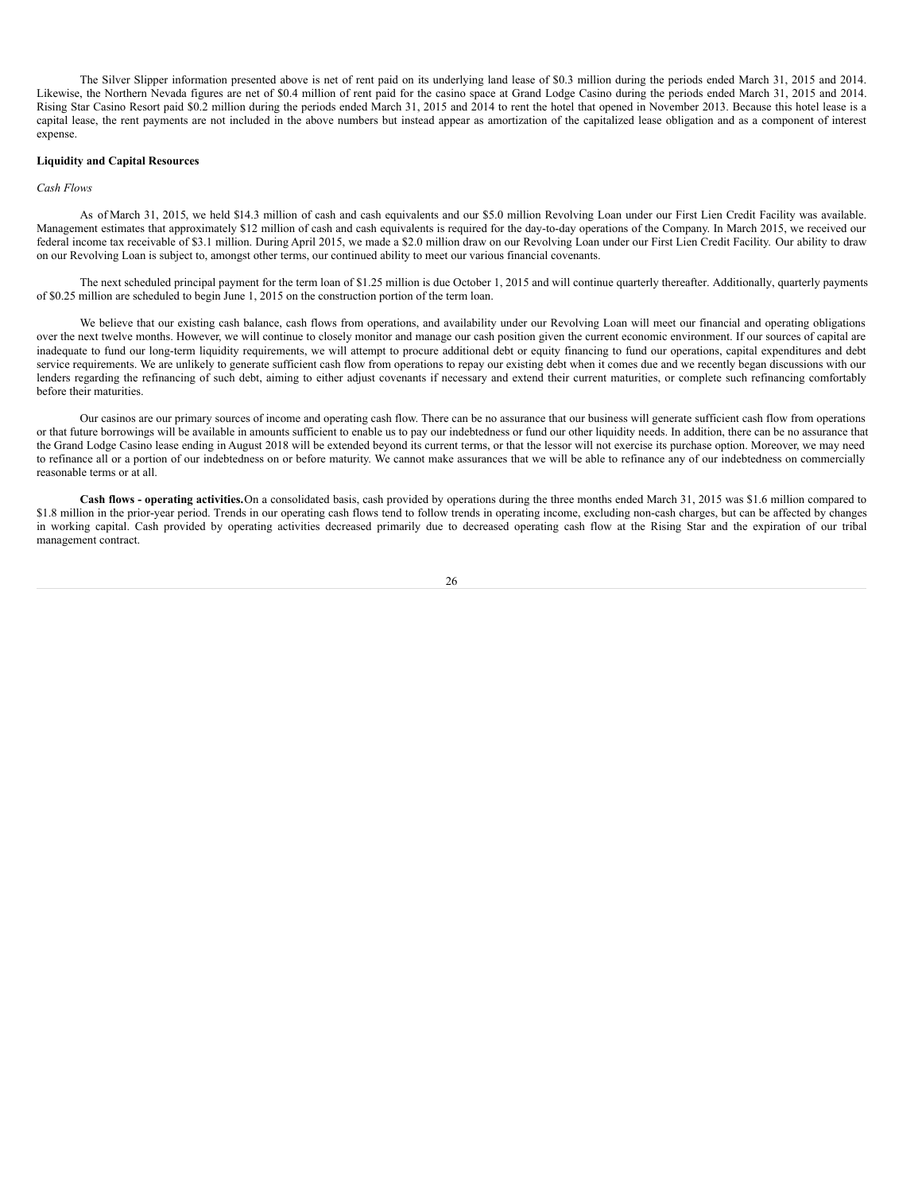The Silver Slipper information presented above is net of rent paid on its underlying land lease of $0.3 million during the periods ended March 31, 2015 and 2014. Likewise, the Northern Nevada figures are net of $0.4 million of rent paid for the casino space at Grand Lodge Casino during the periods ended March 31, 2015 and 2014. Rising Star Casino Resort paid $0.2 million during the periods ended March 31, 2015 and 2014 to rent the hotel that opened in November 2013. Because this hotel lease is a capital lease, the rent payments are not included in the above numbers but instead appear as amortization of the capitalized lease obligation and as a component of interest expense.

**Liquidity and Capital Resources**

*Cash Flows*

As of March 31, 2015, we held $14.3 million of cash and cash equivalents and our $5.0 million Revolving Loan under our First Lien Credit Facility was available. Management estimates that approximately $12 million of cash and cash equivalents is required for the day-to-day operations of the Company. In March 2015, we received our federal income tax receivable of $3.1 million. During April 2015, we made a $2.0 million draw on our Revolving Loan under our First Lien Credit Facility. Our ability to draw on our Revolving Loan is subject to, amongst other terms, our continued ability to meet our various financial covenants.

The next scheduled principal payment for the term loan of $1.25 million is due October 1, 2015 and will continue quarterly thereafter. Additionally, quarterly payments of $0.25 million are scheduled to begin June 1, 2015 on the construction portion of the term loan.

We believe that our existing cash balance, cash flows from operations, and availability under our Revolving Loan will meet our financial and operating obligations over the next twelve months. However, we will continue to closely monitor and manage our cash position given the current economic environment. If our sources of capital are inadequate to fund our long-term liquidity requirements, we will attempt to procure additional debt or equity financing to fund our operations, capital expenditures and debt service requirements. We are unlikely to generate sufficient cash flow from operations to repay our existing debt when it comes due and we recently began discussions with our lenders regarding the refinancing of such debt, aiming to either adjust covenants if necessary and extend their current maturities, or complete such refinancing comfortably before their maturities.

Our casinos are our primary sources of income and operating cash flow. There can be no assurance that our business will generate sufficient cash flow from operations or that future borrowings will be available in amounts sufficient to enable us to pay our indebtedness or fund our other liquidity needs. In addition, there can be no assurance that the Grand Lodge Casino lease ending in August 2018 will be extended beyond its current terms, or that the lessor will not exercise its purchase option. Moreover, we may need to refinance all or a portion of our indebtedness on or before maturity. We cannot make assurances that we will be able to refinance any of our indebtedness on commercially reasonable terms or at all.

**Cash flows - operating activities.** On a consolidated basis, cash provided by operations during the three months ended March 31, 2015 was $1.6 million compared to $1.8 million in the prior-year period. Trends in our operating cash flows tend to follow trends in operating income, excluding non-cash charges, but can be affected by changes in working capital. Cash provided by operating activities decreased primarily due to decreased operating cash flow at the Rising Star and the expiration of our tribal management contract.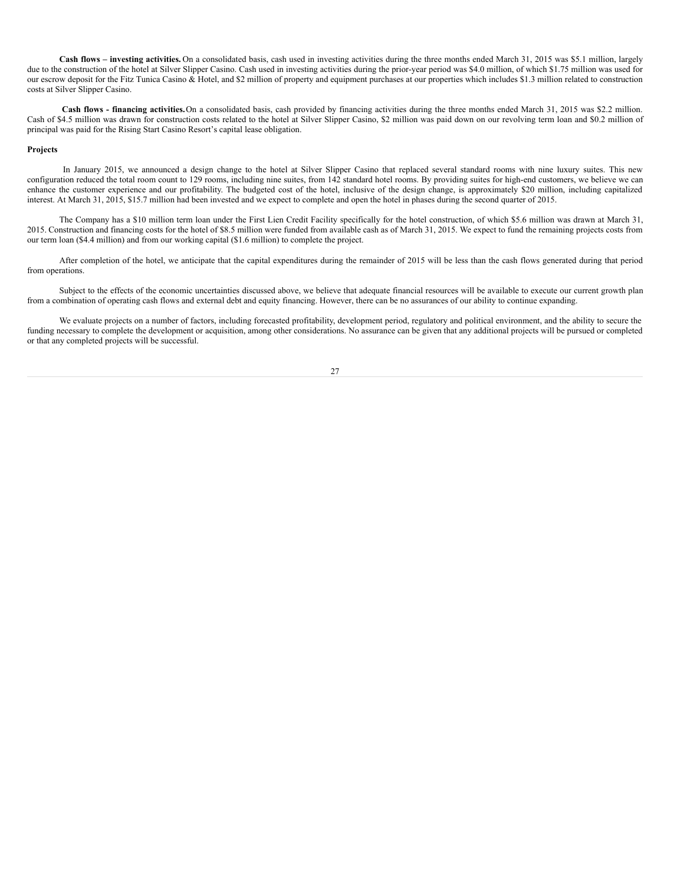**Cash flows – investing activities.** On a consolidated basis, cash used in investing activities during the three months ended March 31, 2015 was $5.1 million, largely due to the construction of the hotel at Silver Slipper Casino. Cash used in investing activities during the prior-year period was $4.0 million, of which $1.75 million was used for our escrow deposit for the Fitz Tunica Casino & Hotel, and $2 million of property and equipment purchases at our properties which includes $1.3 million related to construction costs at Silver Slipper Casino.

**Cash flows - financing activities.** On a consolidated basis, cash provided by financing activities during the three months ended March 31, 2015 was $2.2 million. Cash of $4.5 million was drawn for construction costs related to the hotel at Silver Slipper Casino, $2 million was paid down on our revolving term loan and $0.2 million of principal was paid for the Rising Start Casino Resort's capital lease obligation.

**Projects**

In January 2015, we announced a design change to the hotel at Silver Slipper Casino that replaced several standard rooms with nine luxury suites. This new configuration reduced the total room count to 129 rooms, including nine suites, from 142 standard hotel rooms. By providing suites for high-end customers, we believe we can enhance the customer experience and our profitability. The budgeted cost of the hotel, inclusive of the design change, is approximately $20 million, including capitalized interest. At March 31, 2015, $15.7 million had been invested and we expect to complete and open the hotel in phases during the second quarter of 2015.

The Company has a $10 million term loan under the First Lien Credit Facility specifically for the hotel construction, of which $5.6 million was drawn at March 31, 2015. Construction and financing costs for the hotel of $8.5 million were funded from available cash as of March 31, 2015. We expect to fund the remaining projects costs from our term loan ($4.4 million) and from our working capital ($1.6 million) to complete the project.

After completion of the hotel, we anticipate that the capital expenditures during the remainder of 2015 will be less than the cash flows generated during that period from operations.

Subject to the effects of the economic uncertainties discussed above, we believe that adequate financial resources will be available to execute our current growth plan from a combination of operating cash flows and external debt and equity financing. However, there can be no assurances of our ability to continue expanding.

We evaluate projects on a number of factors, including forecasted profitability, development period, regulatory and political environment, and the ability to secure the funding necessary to complete the development or acquisition, among other considerations. No assurance can be given that any additional projects will be pursued or completed or that any completed projects will be successful.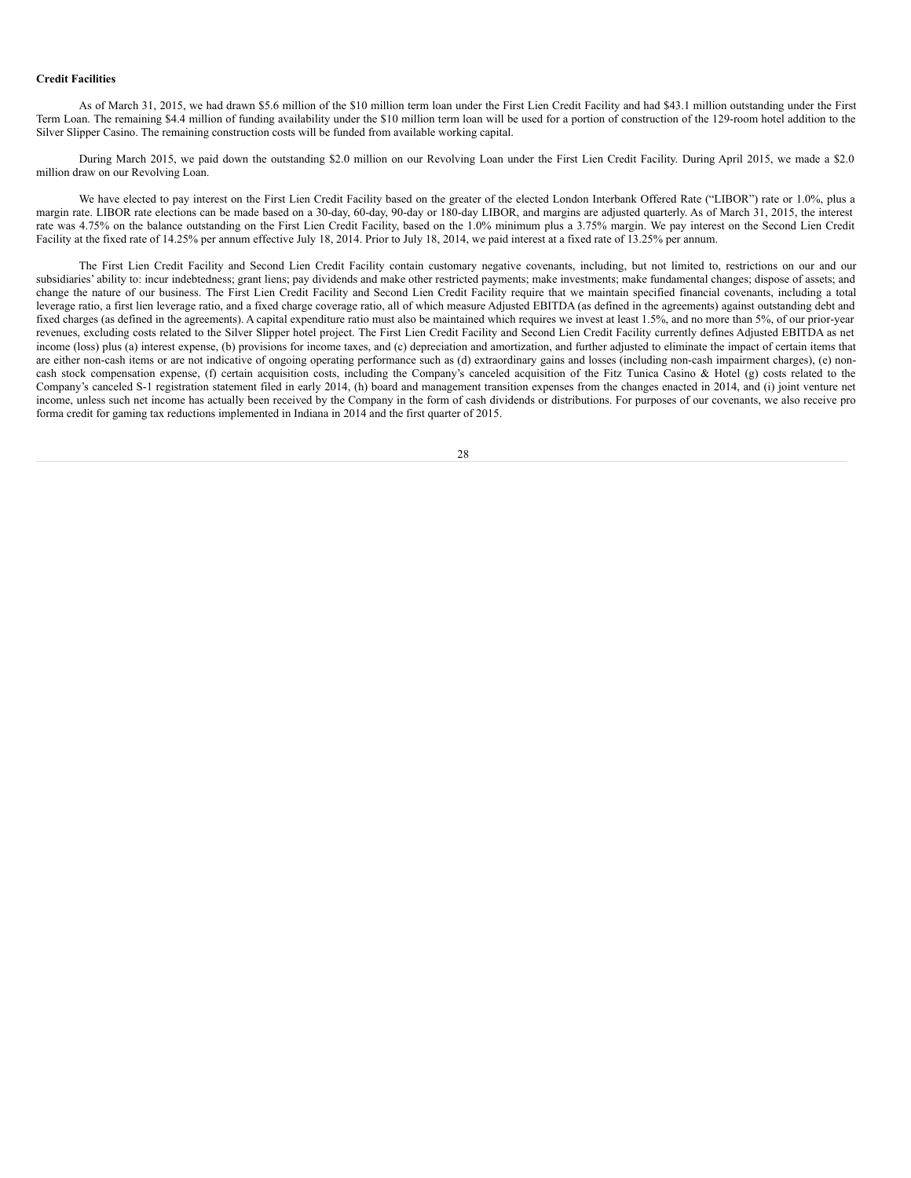**Credit Facilities**

As of March 31, 2015, we had drawn $5.6 million of the $10 million term loan under the First Lien Credit Facility and had $43.1 million outstanding under the First Term Loan. The remaining $4.4 million of funding availability under the $10 million term loan will be used for a portion of construction of the 129-room hotel addition to the Silver Slipper Casino. The remaining construction costs will be funded from available working capital.

During March 2015, we paid down the outstanding $2.0 million on our Revolving Loan under the First Lien Credit Facility. During April 2015, we made a $2.0 million draw on our Revolving Loan.

We have elected to pay interest on the First Lien Credit Facility based on the greater of the elected London Interbank Offered Rate ("LIBOR") rate or 1.0%, plus a margin rate. LIBOR rate elections can be made based on a 30-day, 60-day, 90-day or 180-day LIBOR, and margins are adjusted quarterly. As of March 31, 2015, the interest rate was 4.75% on the balance outstanding on the First Lien Credit Facility, based on the 1.0% minimum plus a 3.75% margin. We pay interest on the Second Lien Credit Facility at the fixed rate of 14.25% per annum effective July 18, 2014. Prior to July 18, 2014, we paid interest at a fixed rate of 13.25% per annum.

The First Lien Credit Facility and Second Lien Credit Facility contain customary negative covenants, including, but not limited to, restrictions on our and our subsidiaries' ability to: incur indebtedness; grant liens; pay dividends and make other restricted payments; make investments; make fundamental changes; dispose of assets; and change the nature of our business. The First Lien Credit Facility and Second Lien Credit Facility require that we maintain specified financial covenants, including a total leverage ratio, a first lien leverage ratio, and a fixed charge coverage ratio, all of which measure Adjusted EBITDA (as defined in the agreements) against outstanding debt and fixed charges (as defined in the agreements). A capital expenditure ratio must also be maintained which requires we invest at least 1.5%, and no more than 5%, of our prior-year revenues, excluding costs related to the Silver Slipper hotel project. The First Lien Credit Facility and Second Lien Credit Facility currently defines Adjusted EBITDA as net income (loss) plus (a) interest expense, (b) provisions for income taxes, and (c) depreciation and amortization, and further adjusted to eliminate the impact of certain items that are either non-cash items or are not indicative of ongoing operating performance such as (d) extraordinary gains and losses (including non-cash impairment charges), (e) non-cash stock compensation expense, (f) certain acquisition costs, including the Company's canceled acquisition of the Fitz Tunica Casino & Hotel (g) costs related to the Company's canceled S-1 registration statement filed in early 2014, (h) board and management transition expenses from the changes enacted in 2014, and (i) joint venture net income, unless such net income has actually been received by the Company in the form of cash dividends or distributions. For purposes of our covenants, we also receive pro forma credit for gaming tax reductions implemented in Indiana in 2014 and the first quarter of 2015.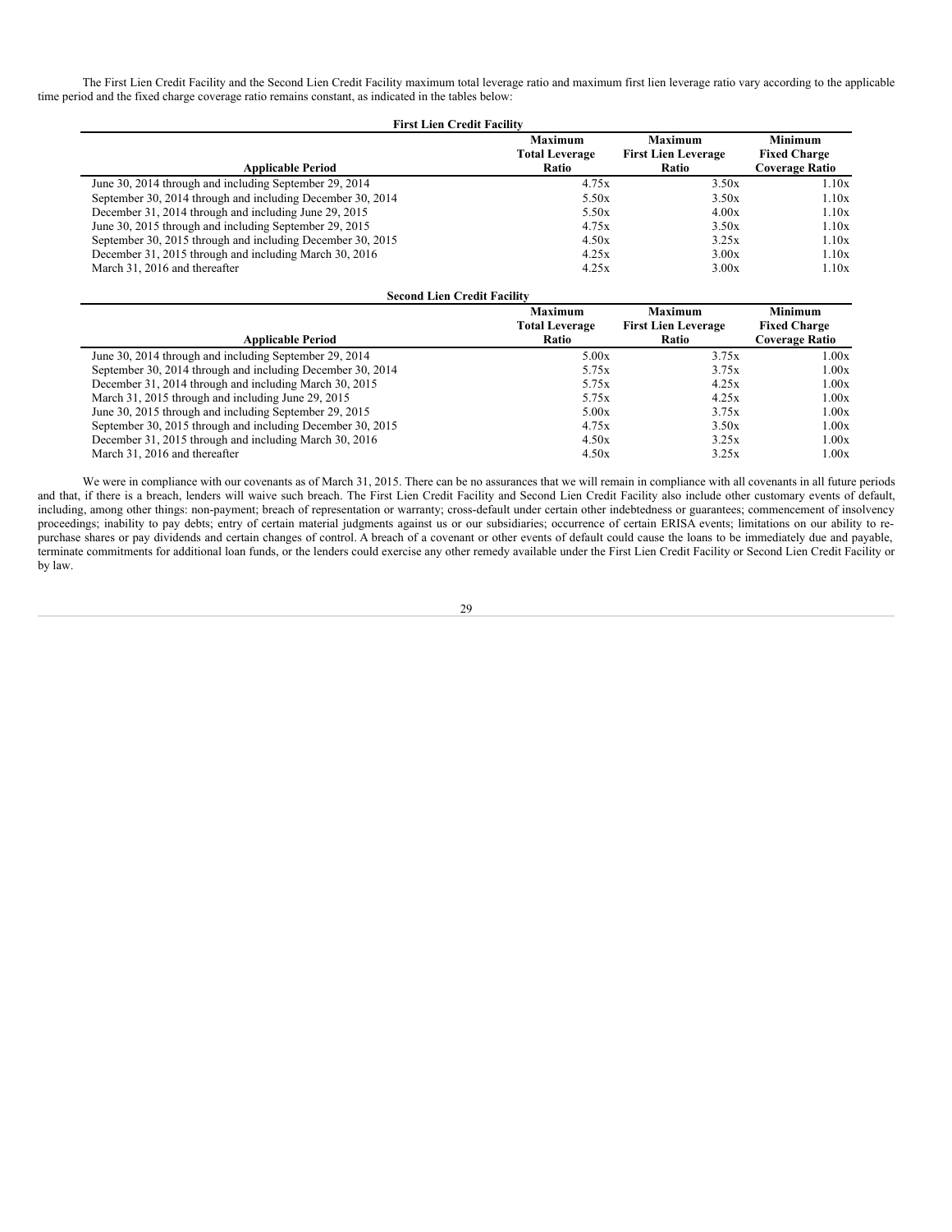The First Lien Credit Facility and the Second Lien Credit Facility maximum total leverage ratio and maximum first lien leverage ratio vary according to the applicable time period and the fixed charge coverage ratio remains constant, as indicated in the tables below:

**First Lien Credit Facility**

| Applicable Period | Maximum Total Leverage Ratio | Maximum First Lien Leverage Ratio | Minimum Fixed Charge Coverage Ratio |
|---|---|---|---|
| June 30, 2014 through and including September 29, 2014 | 4.75x | 3.50x | 1.10x |
| September 30, 2014 through and including December 30, 2014 | 5.50x | 3.50x | 1.10x |
| December 31, 2014 through and including June 29, 2015 | 5.50x | 4.00x | 1.10x |
| June 30, 2015 through and including September 29, 2015 | 4.75x | 3.50x | 1.10x |
| September 30, 2015 through and including December 30, 2015 | 4.50x | 3.25x | 1.10x |
| December 31, 2015 through and including March 30, 2016 | 4.25x | 3.00x | 1.10x |
| March 31, 2016 and thereafter | 4.25x | 3.00x | 1.10x |

**Second Lien Credit Facility**

| Applicable Period | Maximum Total Leverage Ratio | Maximum First Lien Leverage Ratio | Minimum Fixed Charge Coverage Ratio |
|---|---|---|---|
| June 30, 2014 through and including September 29, 2014 | 5.00x | 3.75x | 1.00x |
| September 30, 2014 through and including December 30, 2014 | 5.75x | 3.75x | 1.00x |
| December 31, 2014 through and including March 30, 2015 | 5.75x | 4.25x | 1.00x |
| March 31, 2015 through and including June 29, 2015 | 5.75x | 4.25x | 1.00x |
| June 30, 2015 through and including September 29, 2015 | 5.00x | 3.75x | 1.00x |
| September 30, 2015 through and including December 30, 2015 | 4.75x | 3.50x | 1.00x |
| December 31, 2015 through and including March 30, 2016 | 4.50x | 3.25x | 1.00x |
| March 31, 2016 and thereafter | 4.50x | 3.25x | 1.00x |

We were in compliance with our covenants as of March 31, 2015. There can be no assurances that we will remain in compliance with all covenants in all future periods and that, if there is a breach, lenders will waive such breach. The First Lien Credit Facility and Second Lien Credit Facility also include other customary events of default, including, among other things: non-payment; breach of representation or warranty; cross-default under certain other indebtedness or guarantees; commencement of insolvency proceedings; inability to pay debts; entry of certain material judgments against us or our subsidiaries; occurrence of certain ERISA events; limitations on our ability to re-purchase shares or pay dividends and certain changes of control. A breach of a covenant or other events of default could cause the loans to be immediately due and payable, terminate commitments for additional loan funds, or the lenders could exercise any other remedy available under the First Lien Credit Facility or Second Lien Credit Facility or by law.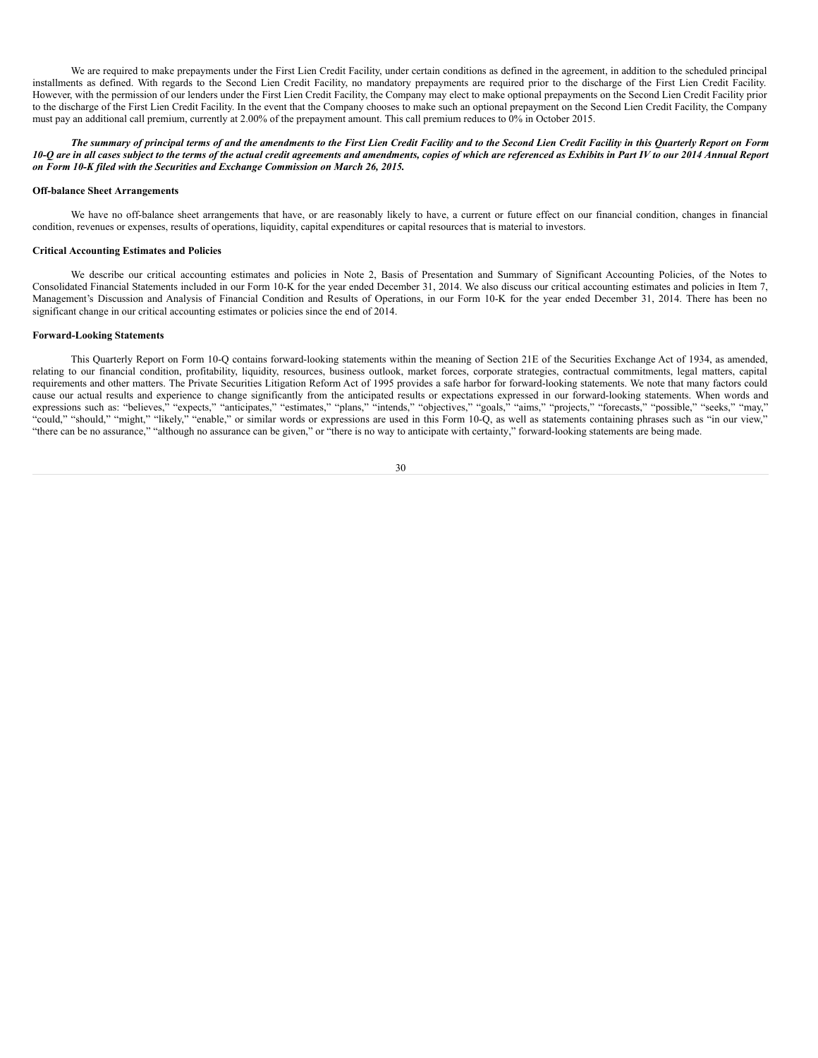We are required to make prepayments under the First Lien Credit Facility, under certain conditions as defined in the agreement, in addition to the scheduled principal installments as defined. With regards to the Second Lien Credit Facility, no mandatory prepayments are required prior to the discharge of the First Lien Credit Facility. However, with the permission of our lenders under the First Lien Credit Facility, the Company may elect to make optional prepayments on the Second Lien Credit Facility prior to the discharge of the First Lien Credit Facility. In the event that the Company chooses to make such an optional prepayment on the Second Lien Credit Facility, the Company must pay an additional call premium, currently at 2.00% of the prepayment amount. This call premium reduces to 0% in October 2015.

***The summary of principal terms of and the amendments to the First Lien Credit Facility and to the Second Lien Credit Facility in this Quarterly Report on Form 10-Q are in all cases subject to the terms of the actual credit agreements and amendments, copies of which are referenced as Exhibits in Part IV to our 2014 Annual Report on Form 10-K filed with the Securities and Exchange Commission on March 26, 2015.***

**Off-balance Sheet Arrangements**

We have no off-balance sheet arrangements that have, or are reasonably likely to have, a current or future effect on our financial condition, changes in financial condition, revenues or expenses, results of operations, liquidity, capital expenditures or capital resources that is material to investors.

**Critical Accounting Estimates and Policies**

We describe our critical accounting estimates and policies in Note 2, Basis of Presentation and Summary of Significant Accounting Policies, of the Notes to Consolidated Financial Statements included in our Form 10-K for the year ended December 31, 2014. We also discuss our critical accounting estimates and policies in Item 7, Management's Discussion and Analysis of Financial Condition and Results of Operations, in our Form 10-K for the year ended December 31, 2014. There has been no significant change in our critical accounting estimates or policies since the end of 2014.

**Forward-Looking Statements**

This Quarterly Report on Form 10-Q contains forward-looking statements within the meaning of Section 21E of the Securities Exchange Act of 1934, as amended, relating to our financial condition, profitability, liquidity, resources, business outlook, market forces, corporate strategies, contractual commitments, legal matters, capital requirements and other matters. The Private Securities Litigation Reform Act of 1995 provides a safe harbor for forward-looking statements. We note that many factors could cause our actual results and experience to change significantly from the anticipated results or expectations expressed in our forward-looking statements. When words and expressions such as: "believes," "expects," "anticipates," "estimates," "plans," "intends," "objectives," "goals," "aims," "projects," "forecasts," "possible," "seeks," "may," "could," "should," "might," "likely," "enable," or similar words or expressions are used in this Form 10-Q, as well as statements containing phrases such as "in our view," "there can be no assurance," "although no assurance can be given," or "there is no way to anticipate with certainty," forward-looking statements are being made.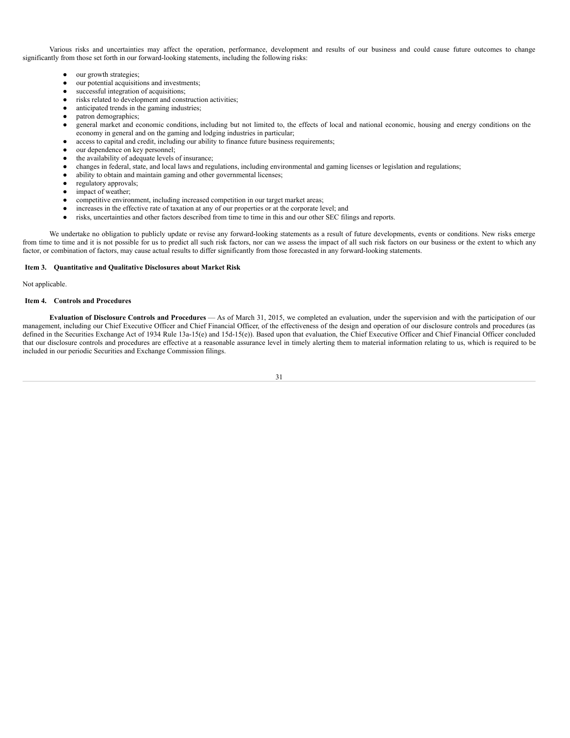Various risks and uncertainties may affect the operation, performance, development and results of our business and could cause future outcomes to change significantly from those set forth in our forward-looking statements, including the following risks:

- our growth strategies;
- our potential acquisitions and investments;
- successful integration of acquisitions;
- risks related to development and construction activities;
- anticipated trends in the gaming industries;
- patron demographics;
- general market and economic conditions, including but not limited to, the effects of local and national economic, housing and energy conditions on the economy in general and on the gaming and lodging industries in particular;
- access to capital and credit, including our ability to finance future business requirements;
- our dependence on key personnel;
- the availability of adequate levels of insurance;
- changes in federal, state, and local laws and regulations, including environmental and gaming licenses or legislation and regulations;
- ability to obtain and maintain gaming and other governmental licenses;
- regulatory approvals;
- impact of weather;
- competitive environment, including increased competition in our target market areas;
- increases in the effective rate of taxation at any of our properties or at the corporate level; and
- risks, uncertainties and other factors described from time to time in this and our other SEC filings and reports.

We undertake no obligation to publicly update or revise any forward-looking statements as a result of future developments, events or conditions. New risks emerge from time to time and it is not possible for us to predict all such risk factors, nor can we assess the impact of all such risk factors on our business or the extent to which any factor, or combination of factors, may cause actual results to differ significantly from those forecasted in any forward-looking statements.

## Item 3. Quantitative and Qualitative Disclosures about Market Risk

Not applicable.

## Item 4. Controls and Procedures

**Evaluation of Disclosure Controls and Procedures** — As of March 31, 2015, we completed an evaluation, under the supervision and with the participation of our management, including our Chief Executive Officer and Chief Financial Officer, of the effectiveness of the design and operation of our disclosure controls and procedures (as defined in the Securities Exchange Act of 1934 Rule 13a-15(e) and 15d-15(e)). Based upon that evaluation, the Chief Executive Officer and Chief Financial Officer concluded that our disclosure controls and procedures are effective at a reasonable assurance level in timely alerting them to material information relating to us, which is required to be included in our periodic Securities and Exchange Commission filings.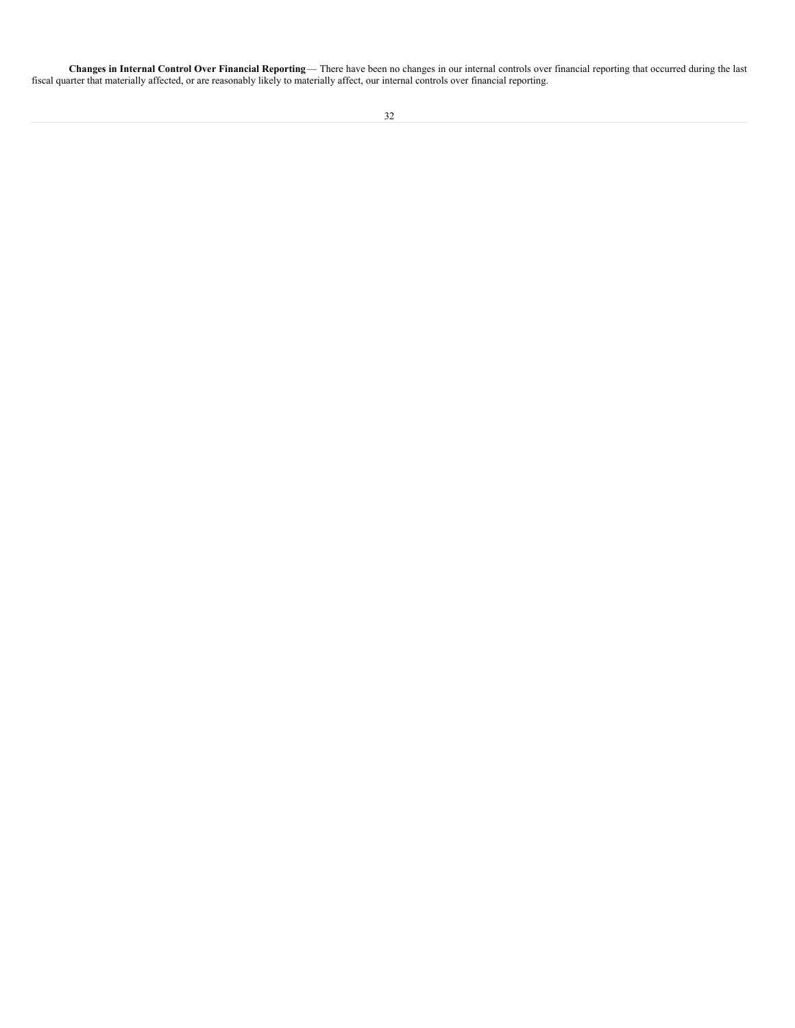**Changes in Internal Control Over Financial Reporting**— There have been no changes in our internal controls over financial reporting that occurred during the last fiscal quarter that materially affected, or are reasonably likely to materially affect, our internal controls over financial reporting.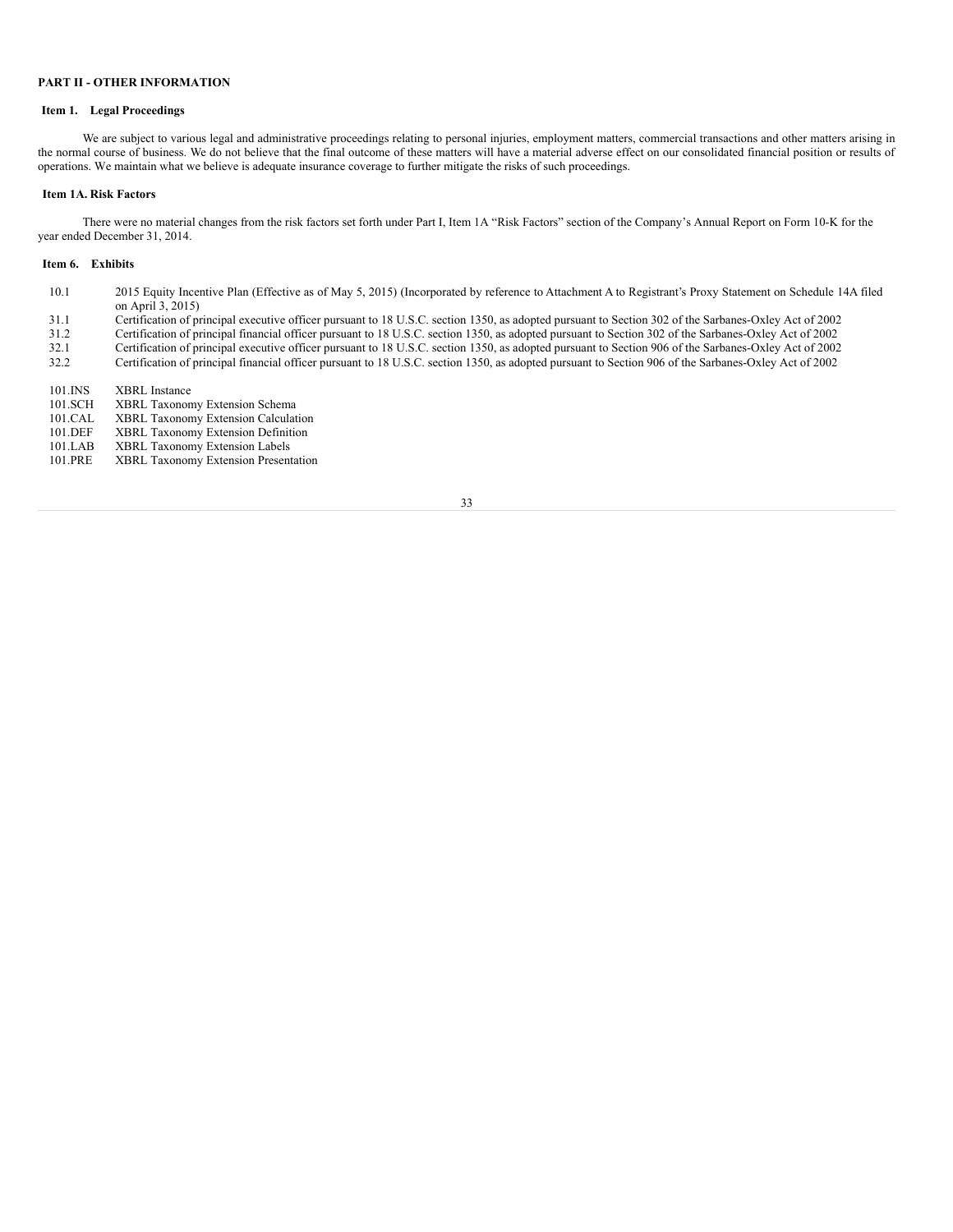## PART II - OTHER INFORMATION

### Item 1. Legal Proceedings

We are subject to various legal and administrative proceedings relating to personal injuries, employment matters, commercial transactions and other matters arising in the normal course of business. We do not believe that the final outcome of these matters will have a material adverse effect on our consolidated financial position or results of operations. We maintain what we believe is adequate insurance coverage to further mitigate the risks of such proceedings.

### Item 1A. Risk Factors

There were no material changes from the risk factors set forth under Part I, Item 1A "Risk Factors" section of the Company's Annual Report on Form 10-K for the year ended December 31, 2014.

### Item 6. Exhibits

| | |
|---|---|
| 10.1 | 2015 Equity Incentive Plan (Effective as of May 5, 2015) (Incorporated by reference to Attachment A to Registrant's Proxy Statement on Schedule 14A filed on April 3, 2015) |
| 31.1 | Certification of principal executive officer pursuant to 18 U.S.C. section 1350, as adopted pursuant to Section 302 of the Sarbanes-Oxley Act of 2002 |
| 31.2 | Certification of principal financial officer pursuant to 18 U.S.C. section 1350, as adopted pursuant to Section 302 of the Sarbanes-Oxley Act of 2002 |
| 32.1 | Certification of principal executive officer pursuant to 18 U.S.C. section 1350, as adopted pursuant to Section 906 of the Sarbanes-Oxley Act of 2002 |
| 32.2 | Certification of principal financial officer pursuant to 18 U.S.C. section 1350, as adopted pursuant to Section 906 of the Sarbanes-Oxley Act of 2002 |
| 101.INS | XBRL Instance |
| 101.SCH | XBRL Taxonomy Extension Schema |
| 101.CAL | XBRL Taxonomy Extension Calculation |
| 101.DEF | XBRL Taxonomy Extension Definition |
| 101.LAB | XBRL Taxonomy Extension Labels |
| 101.PRE | XBRL Taxonomy Extension Presentation |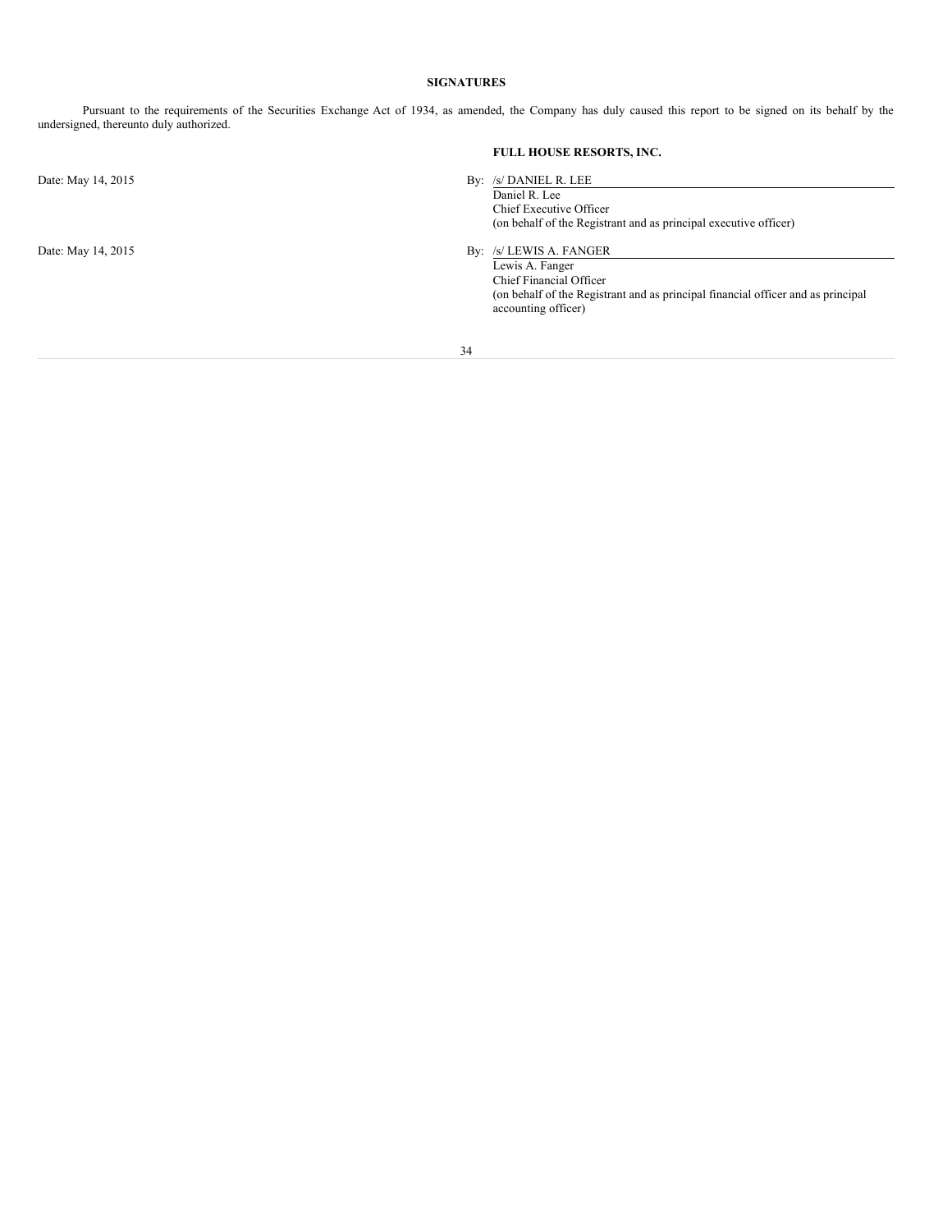## SIGNATURES

Pursuant to the requirements of the Securities Exchange Act of 1934, as amended, the Company has duly caused this report to be signed on its behalf by the undersigned, thereunto duly authorized.

**FULL HOUSE RESORTS, INC.**

Date: May 14, 2015

By: /s/ DANIEL R. LEE
Daniel R. Lee
Chief Executive Officer
(on behalf of the Registrant and as principal executive officer)

Date: May 14, 2015

By: /s/ LEWIS A. FANGER
Lewis A. Fanger
Chief Financial Officer
(on behalf of the Registrant and as principal financial officer and as principal accounting officer)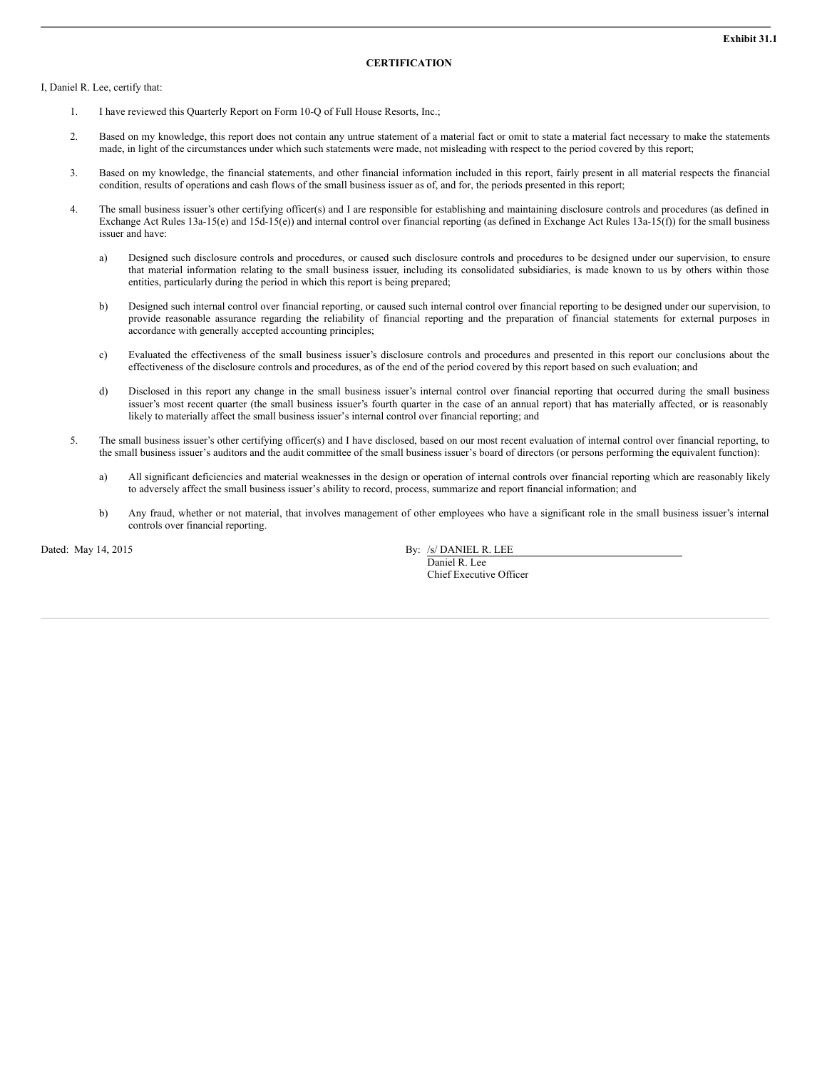**Exhibit 31.1**

# CERTIFICATION

I, Daniel R. Lee, certify that:

1. I have reviewed this Quarterly Report on Form 10-Q of Full House Resorts, Inc.;

2. Based on my knowledge, this report does not contain any untrue statement of a material fact or omit to state a material fact necessary to make the statements made, in light of the circumstances under which such statements were made, not misleading with respect to the period covered by this report;

3. Based on my knowledge, the financial statements, and other financial information included in this report, fairly present in all material respects the financial condition, results of operations and cash flows of the small business issuer as of, and for, the periods presented in this report;

4. The small business issuer's other certifying officer(s) and I are responsible for establishing and maintaining disclosure controls and procedures (as defined in Exchange Act Rules 13a-15(e) and 15d-15(e)) and internal control over financial reporting (as defined in Exchange Act Rules 13a-15(f)) for the small business issuer and have:

   a) Designed such disclosure controls and procedures, or caused such disclosure controls and procedures to be designed under our supervision, to ensure that material information relating to the small business issuer, including its consolidated subsidiaries, is made known to us by others within those entities, particularly during the period in which this report is being prepared;

   b) Designed such internal control over financial reporting, or caused such internal control over financial reporting to be designed under our supervision, to provide reasonable assurance regarding the reliability of financial reporting and the preparation of financial statements for external purposes in accordance with generally accepted accounting principles;

   c) Evaluated the effectiveness of the small business issuer's disclosure controls and procedures and presented in this report our conclusions about the effectiveness of the disclosure controls and procedures, as of the end of the period covered by this report based on such evaluation; and

   d) Disclosed in this report any change in the small business issuer's internal control over financial reporting that occurred during the small business issuer's most recent quarter (the small business issuer's fourth quarter in the case of an annual report) that has materially affected, or is reasonably likely to materially affect the small business issuer's internal control over financial reporting; and

5. The small business issuer's other certifying officer(s) and I have disclosed, based on our most recent evaluation of internal control over financial reporting, to the small business issuer's auditors and the audit committee of the small business issuer's board of directors (or persons performing the equivalent function):

   a) All significant deficiencies and material weaknesses in the design or operation of internal controls over financial reporting which are reasonably likely to adversely affect the small business issuer's ability to record, process, summarize and report financial information; and

   b) Any fraud, whether or not material, that involves management of other employees who have a significant role in the small business issuer's internal controls over financial reporting.

Dated: May 14, 2015

By: /s/ DANIEL R. LEE
Daniel R. Lee
Chief Executive Officer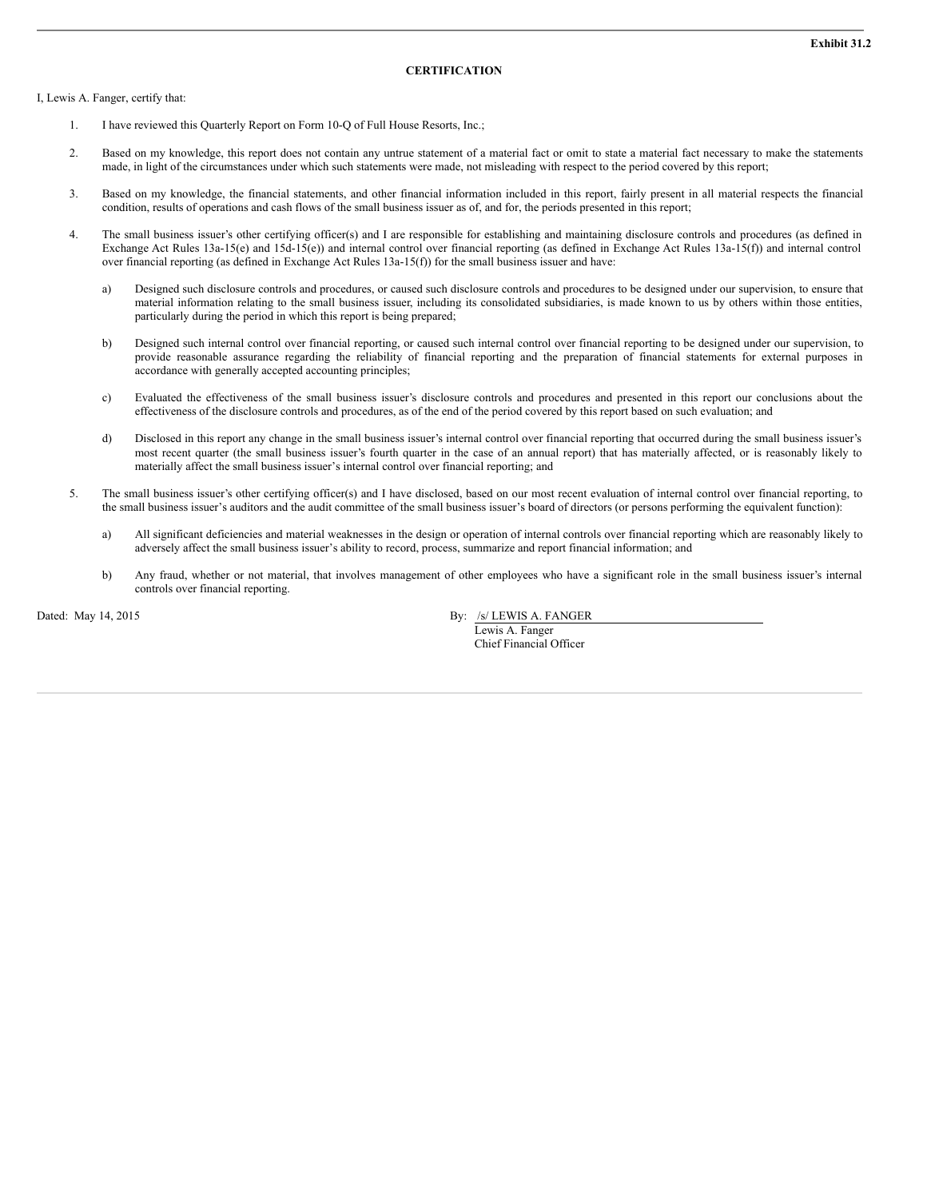**Exhibit 31.2**

**CERTIFICATION**

I, Lewis A. Fanger, certify that:

1. I have reviewed this Quarterly Report on Form 10-Q of Full House Resorts, Inc.;

2. Based on my knowledge, this report does not contain any untrue statement of a material fact or omit to state a material fact necessary to make the statements made, in light of the circumstances under which such statements were made, not misleading with respect to the period covered by this report;

3. Based on my knowledge, the financial statements, and other financial information included in this report, fairly present in all material respects the financial condition, results of operations and cash flows of the small business issuer as of, and for, the periods presented in this report;

4. The small business issuer's other certifying officer(s) and I are responsible for establishing and maintaining disclosure controls and procedures (as defined in Exchange Act Rules 13a-15(e) and 15d-15(e)) and internal control over financial reporting (as defined in Exchange Act Rules 13a-15(f)) and internal control over financial reporting (as defined in Exchange Act Rules 13a-15(f)) for the small business issuer and have:

   a) Designed such disclosure controls and procedures, or caused such disclosure controls and procedures to be designed under our supervision, to ensure that material information relating to the small business issuer, including its consolidated subsidiaries, is made known to us by others within those entities, particularly during the period in which this report is being prepared;

   b) Designed such internal control over financial reporting, or caused such internal control over financial reporting to be designed under our supervision, to provide reasonable assurance regarding the reliability of financial reporting and the preparation of financial statements for external purposes in accordance with generally accepted accounting principles;

   c) Evaluated the effectiveness of the small business issuer's disclosure controls and procedures and presented in this report our conclusions about the effectiveness of the disclosure controls and procedures, as of the end of the period covered by this report based on such evaluation; and

   d) Disclosed in this report any change in the small business issuer's internal control over financial reporting that occurred during the small business issuer's most recent quarter (the small business issuer's fourth quarter in the case of an annual report) that has materially affected, or is reasonably likely to materially affect the small business issuer's internal control over financial reporting; and

5. The small business issuer's other certifying officer(s) and I have disclosed, based on our most recent evaluation of internal control over financial reporting, to the small business issuer's auditors and the audit committee of the small business issuer's board of directors (or persons performing the equivalent function):

   a) All significant deficiencies and material weaknesses in the design or operation of internal controls over financial reporting which are reasonably likely to adversely affect the small business issuer's ability to record, process, summarize and report financial information; and

   b) Any fraud, whether or not material, that involves management of other employees who have a significant role in the small business issuer's internal controls over financial reporting.

Dated: May 14, 2015

By: /s/ LEWIS A. FANGER
Lewis A. Fanger
Chief Financial Officer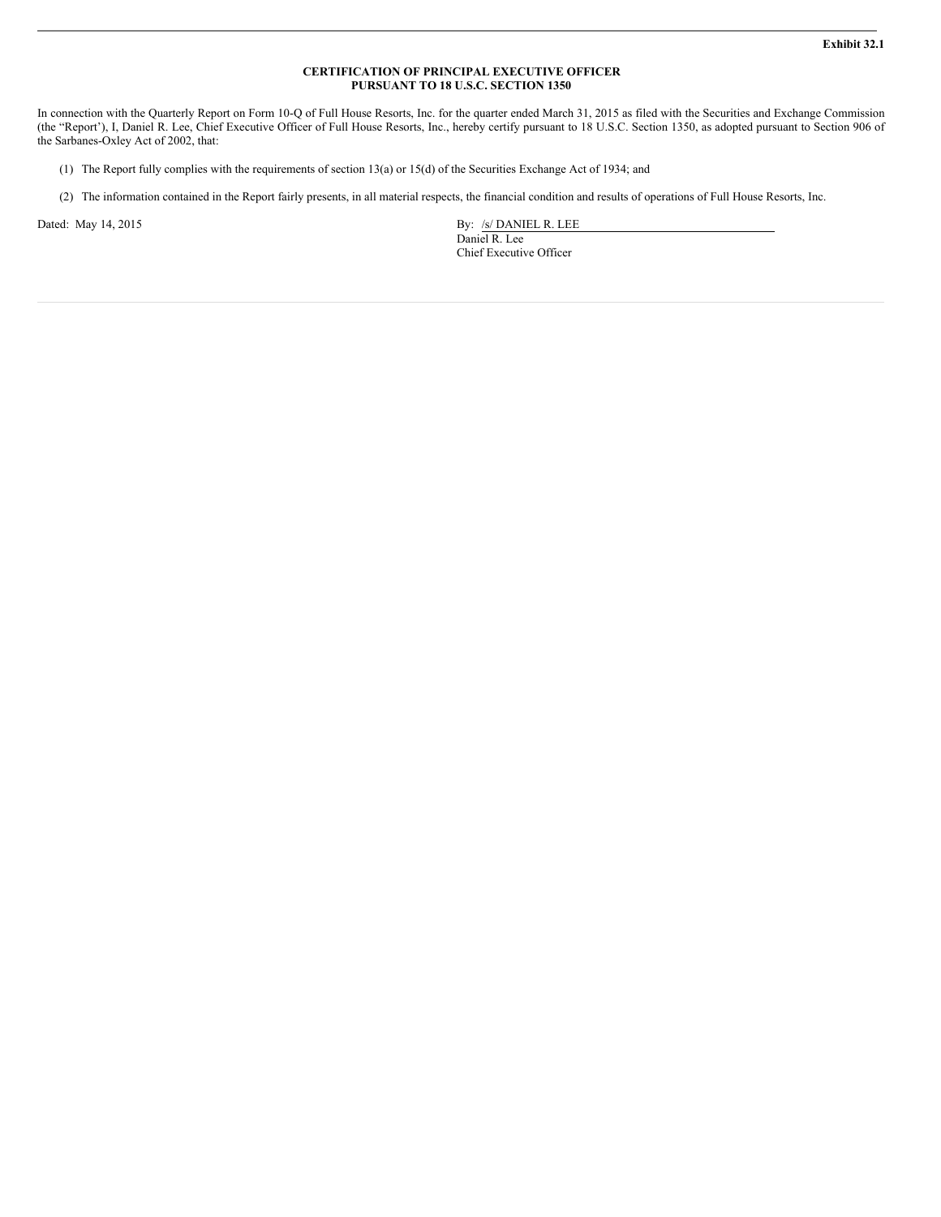Exhibit 32.1

**CERTIFICATION OF PRINCIPAL EXECUTIVE OFFICER**
**PURSUANT TO 18 U.S.C. SECTION 1350**

In connection with the Quarterly Report on Form 10-Q of Full House Resorts, Inc. for the quarter ended March 31, 2015 as filed with the Securities and Exchange Commission (the "Report'), I, Daniel R. Lee, Chief Executive Officer of Full House Resorts, Inc., hereby certify pursuant to 18 U.S.C. Section 1350, as adopted pursuant to Section 906 of the Sarbanes-Oxley Act of 2002, that:

(1) The Report fully complies with the requirements of section 13(a) or 15(d) of the Securities Exchange Act of 1934; and

(2) The information contained in the Report fairly presents, in all material respects, the financial condition and results of operations of Full House Resorts, Inc.

Dated: May 14, 2015

By: /s/ DANIEL R. LEE
Daniel R. Lee
Chief Executive Officer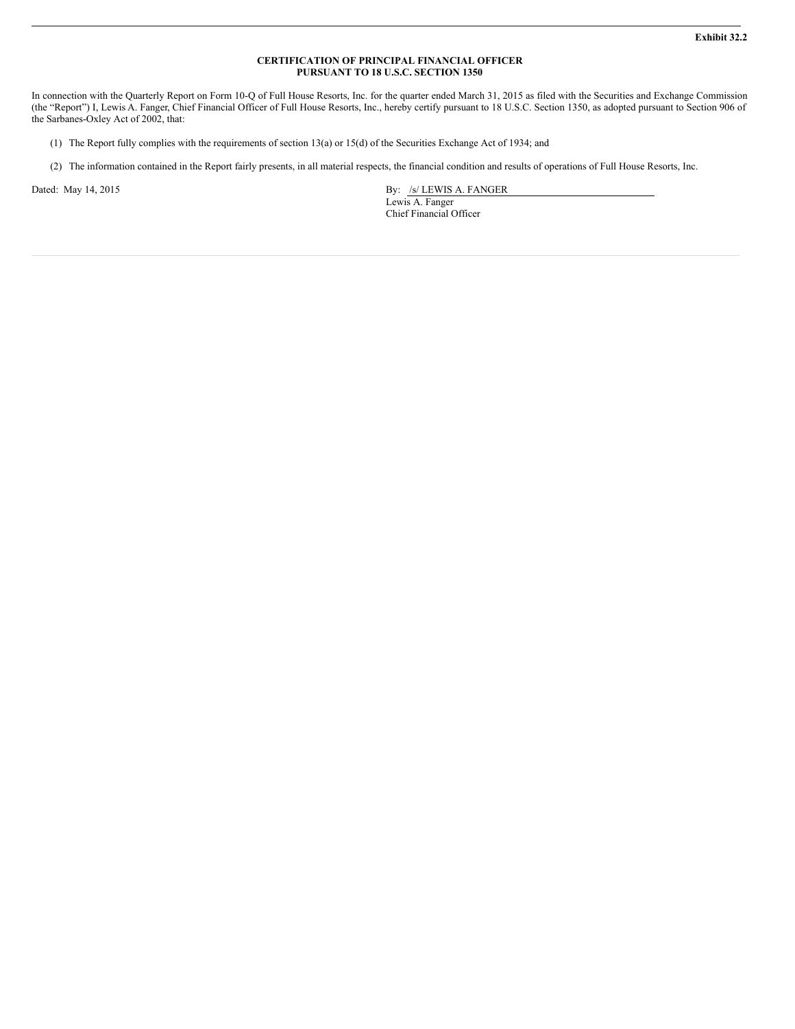Exhibit 32.2

**CERTIFICATION OF PRINCIPAL FINANCIAL OFFICER**
**PURSUANT TO 18 U.S.C. SECTION 1350**

In connection with the Quarterly Report on Form 10-Q of Full House Resorts, Inc. for the quarter ended March 31, 2015 as filed with the Securities and Exchange Commission (the "Report") I, Lewis A. Fanger, Chief Financial Officer of Full House Resorts, Inc., hereby certify pursuant to 18 U.S.C. Section 1350, as adopted pursuant to Section 906 of the Sarbanes-Oxley Act of 2002, that:

(1) The Report fully complies with the requirements of section 13(a) or 15(d) of the Securities Exchange Act of 1934; and

(2) The information contained in the Report fairly presents, in all material respects, the financial condition and results of operations of Full House Resorts, Inc.

Dated: May 14, 2015

By: /s/ LEWIS A. FANGER
Lewis A. Fanger
Chief Financial Officer